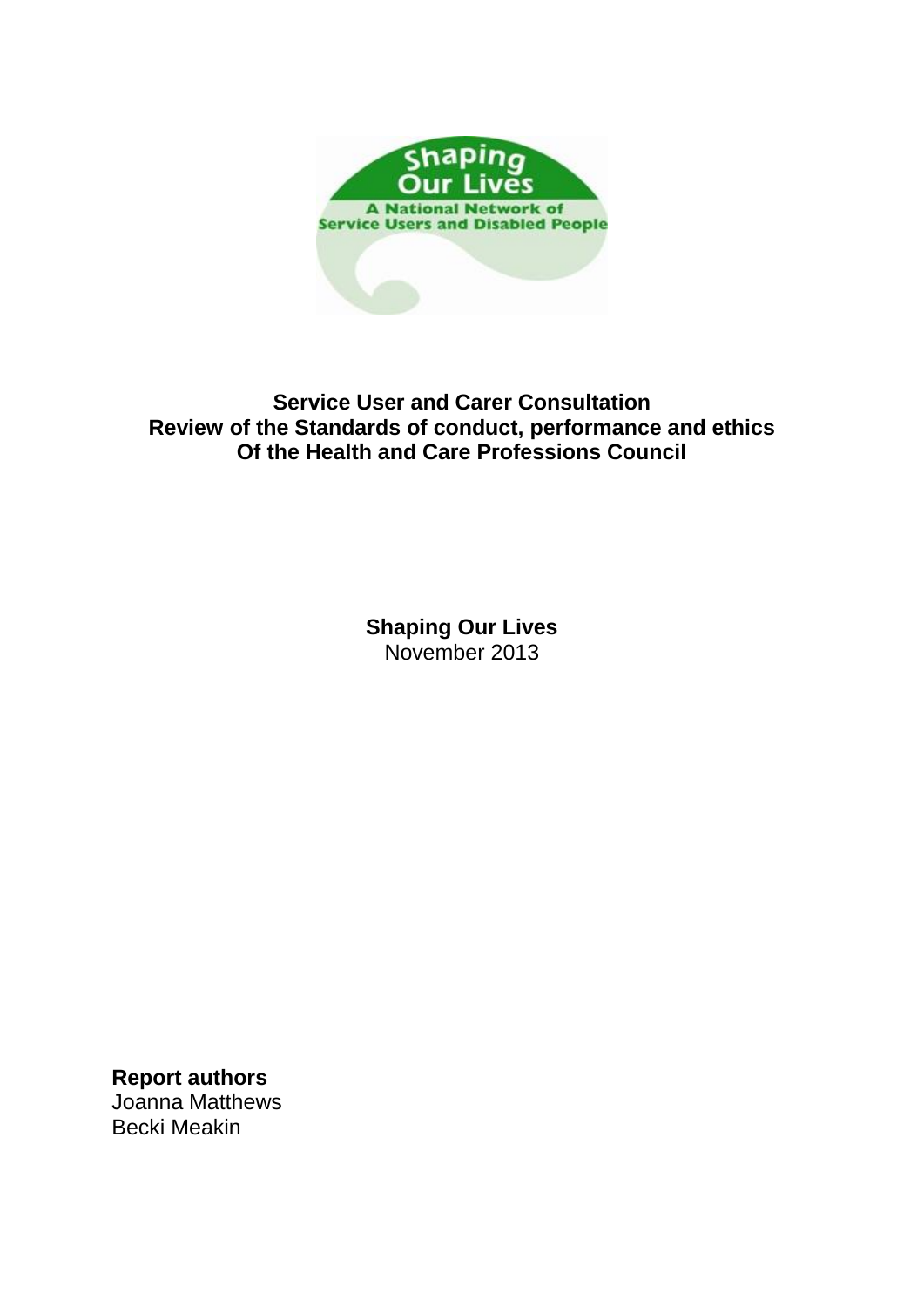Shaping Our Lives

A National Network of Service Users and Disabled People

# Service User and Carer Consultation
# Review of the Standards of conduct, performance and ethics
# Of the Health and Care Professions Council

**Shaping Our Lives**
November 2013

**Report authors**
Joanna Matthews
Becki Meakin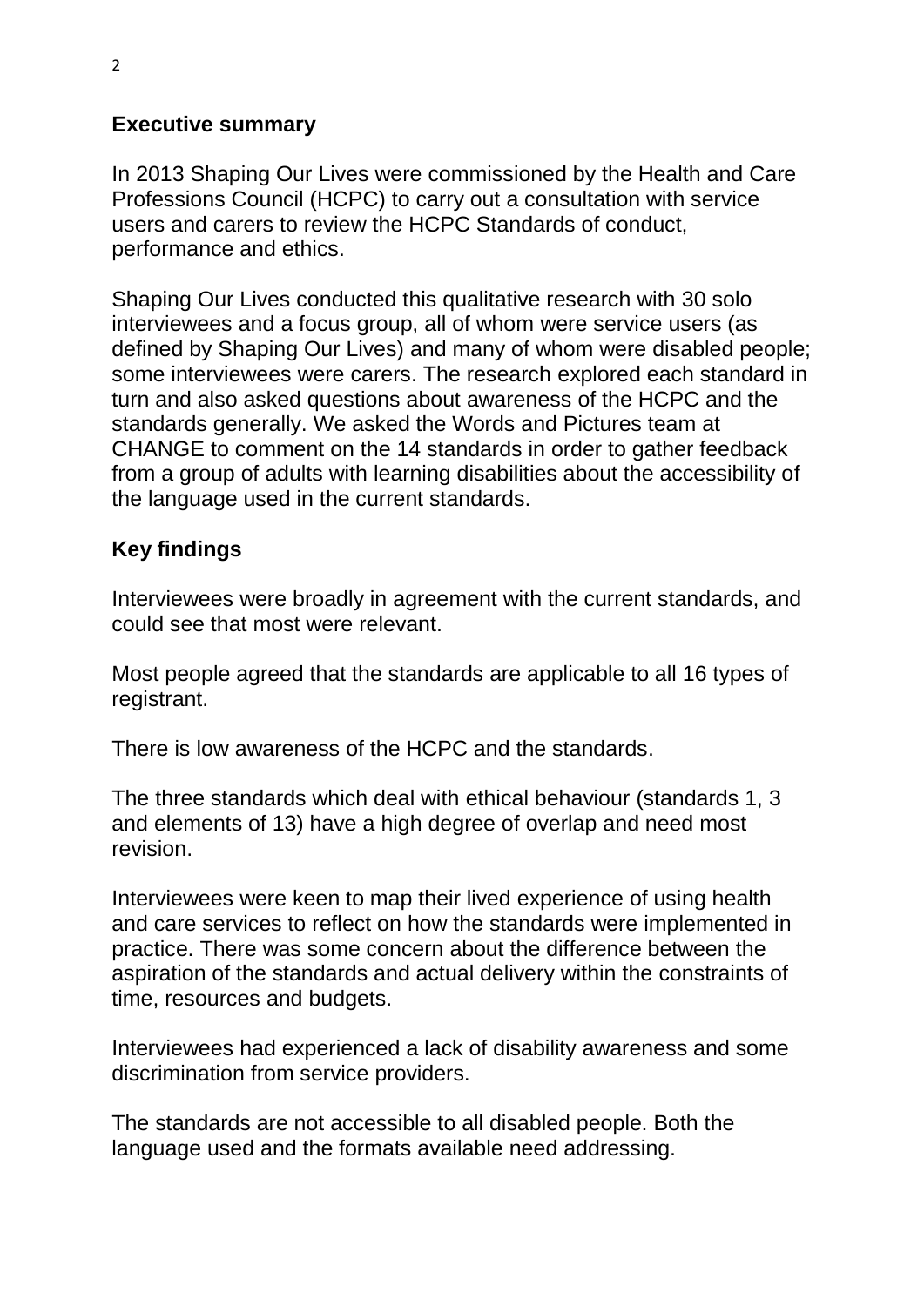## Executive summary

In 2013 Shaping Our Lives were commissioned by the Health and Care Professions Council (HCPC) to carry out a consultation with service users and carers to review the HCPC Standards of conduct, performance and ethics.

Shaping Our Lives conducted this qualitative research with 30 solo interviewees and a focus group, all of whom were service users (as defined by Shaping Our Lives) and many of whom were disabled people; some interviewees were carers. The research explored each standard in turn and also asked questions about awareness of the HCPC and the standards generally. We asked the Words and Pictures team at CHANGE to comment on the 14 standards in order to gather feedback from a group of adults with learning disabilities about the accessibility of the language used in the current standards.

## Key findings

Interviewees were broadly in agreement with the current standards, and could see that most were relevant.

Most people agreed that the standards are applicable to all 16 types of registrant.

There is low awareness of the HCPC and the standards.

The three standards which deal with ethical behaviour (standards 1, 3 and elements of 13) have a high degree of overlap and need most revision.

Interviewees were keen to map their lived experience of using health and care services to reflect on how the standards were implemented in practice. There was some concern about the difference between the aspiration of the standards and actual delivery within the constraints of time, resources and budgets.

Interviewees had experienced a lack of disability awareness and some discrimination from service providers.

The standards are not accessible to all disabled people. Both the language used and the formats available need addressing.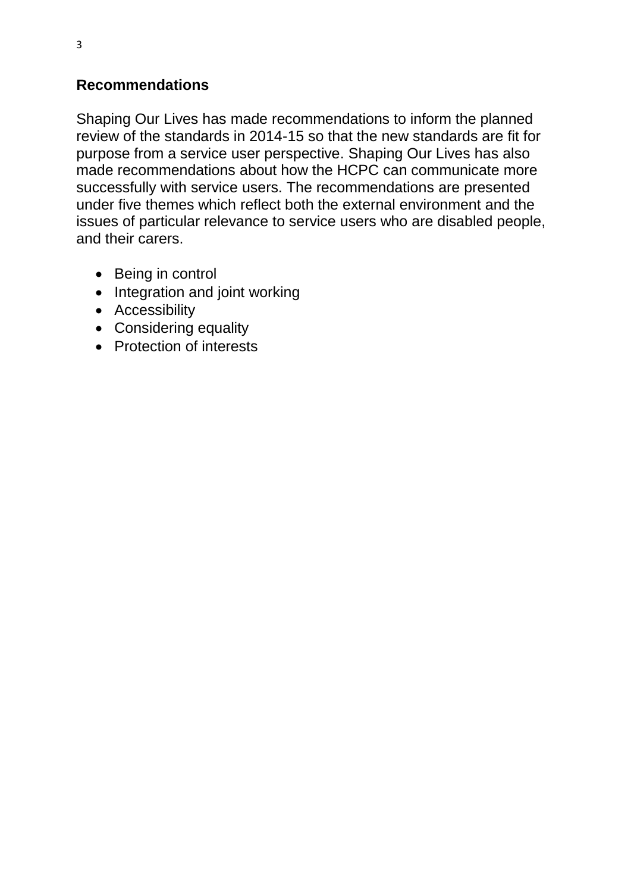## Recommendations

Shaping Our Lives has made recommendations to inform the planned review of the standards in 2014-15 so that the new standards are fit for purpose from a service user perspective. Shaping Our Lives has also made recommendations about how the HCPC can communicate more successfully with service users. The recommendations are presented under five themes which reflect both the external environment and the issues of particular relevance to service users who are disabled people, and their carers.

- Being in control
- Integration and joint working
- Accessibility
- Considering equality
- Protection of interests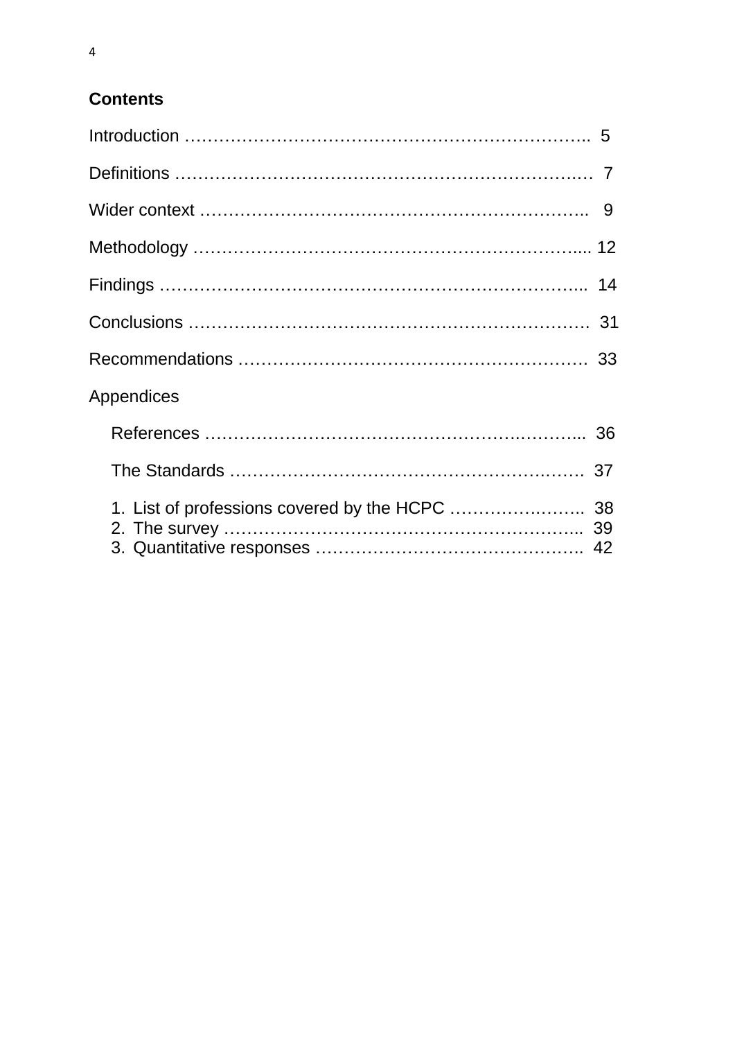## Contents

Introduction …………………………………………………………….. 5

Definitions ……………………………………………………………… 7

Wider context ………………………………………………………….. 9

Methodology …………………………………………………………... 12

Findings ……………………………………………………………….. 14

Conclusions ……………………………………………………………. 31

Recommendations ……………………………………………………. 33

Appendices

References …………………………………………………………... 36

The Standards ………………………………………………………. 37

1. List of professions covered by the HCPC ………………….. 38
2. The survey ……………………………………………………... 39
3. Quantitative responses ……………………………………….. 42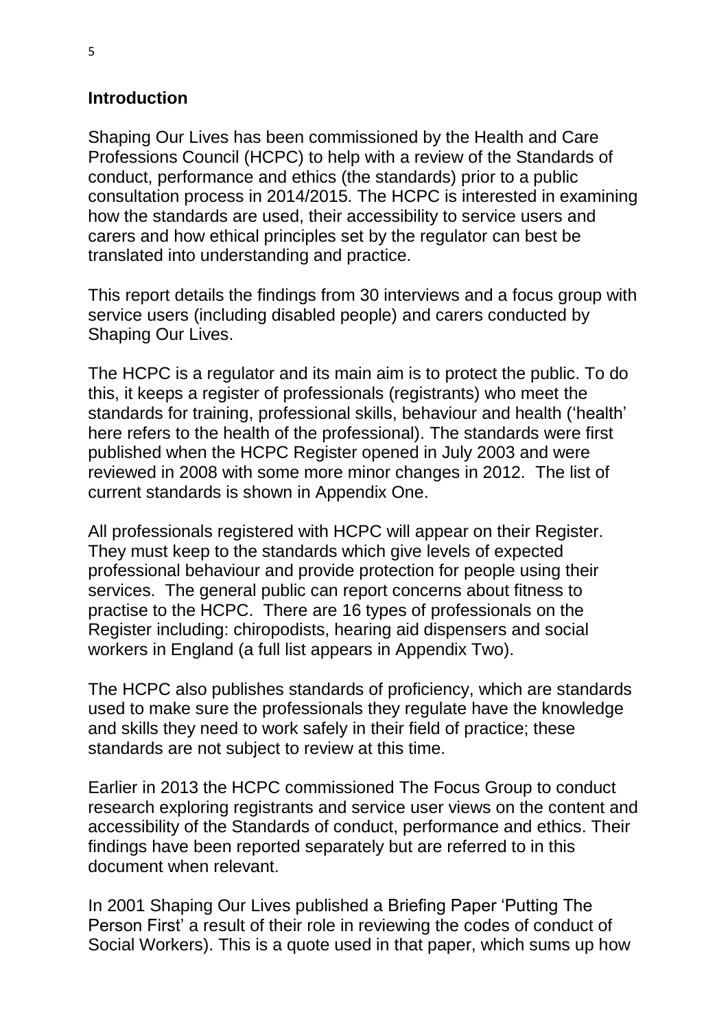## Introduction

Shaping Our Lives has been commissioned by the Health and Care Professions Council (HCPC) to help with a review of the Standards of conduct, performance and ethics (the standards) prior to a public consultation process in 2014/2015. The HCPC is interested in examining how the standards are used, their accessibility to service users and carers and how ethical principles set by the regulator can best be translated into understanding and practice.

This report details the findings from 30 interviews and a focus group with service users (including disabled people) and carers conducted by Shaping Our Lives.

The HCPC is a regulator and its main aim is to protect the public. To do this, it keeps a register of professionals (registrants) who meet the standards for training, professional skills, behaviour and health ('health' here refers to the health of the professional). The standards were first published when the HCPC Register opened in July 2003 and were reviewed in 2008 with some more minor changes in 2012. The list of current standards is shown in Appendix One.

All professionals registered with HCPC will appear on their Register. They must keep to the standards which give levels of expected professional behaviour and provide protection for people using their services. The general public can report concerns about fitness to practise to the HCPC. There are 16 types of professionals on the Register including: chiropodists, hearing aid dispensers and social workers in England (a full list appears in Appendix Two).

The HCPC also publishes standards of proficiency, which are standards used to make sure the professionals they regulate have the knowledge and skills they need to work safely in their field of practice; these standards are not subject to review at this time.

Earlier in 2013 the HCPC commissioned The Focus Group to conduct research exploring registrants and service user views on the content and accessibility of the Standards of conduct, performance and ethics. Their findings have been reported separately but are referred to in this document when relevant.

In 2001 Shaping Our Lives published a Briefing Paper 'Putting The Person First' a result of their role in reviewing the codes of conduct of Social Workers). This is a quote used in that paper, which sums up how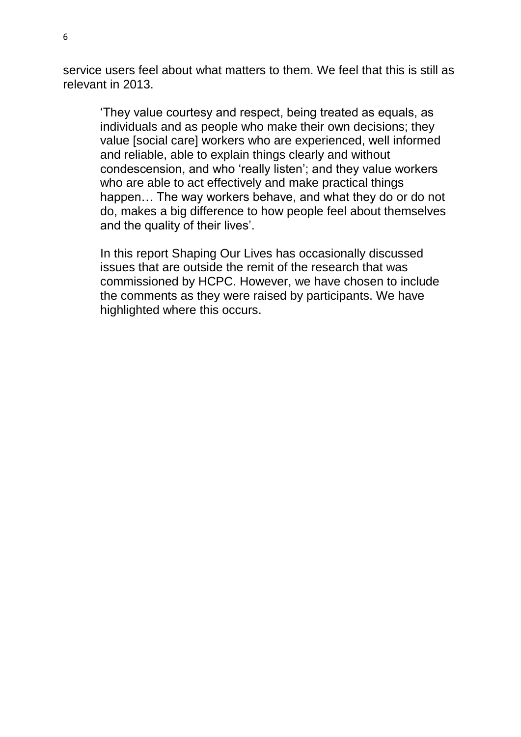service users feel about what matters to them. We feel that this is still as relevant in 2013.

> 'They value courtesy and respect, being treated as equals, as individuals and as people who make their own decisions; they value [social care] workers who are experienced, well informed and reliable, able to explain things clearly and without condescension, and who 'really listen'; and they value workers who are able to act effectively and make practical things happen… The way workers behave, and what they do or do not do, makes a big difference to how people feel about themselves and the quality of their lives'.

> In this report Shaping Our Lives has occasionally discussed issues that are outside the remit of the research that was commissioned by HCPC. However, we have chosen to include the comments as they were raised by participants. We have highlighted where this occurs.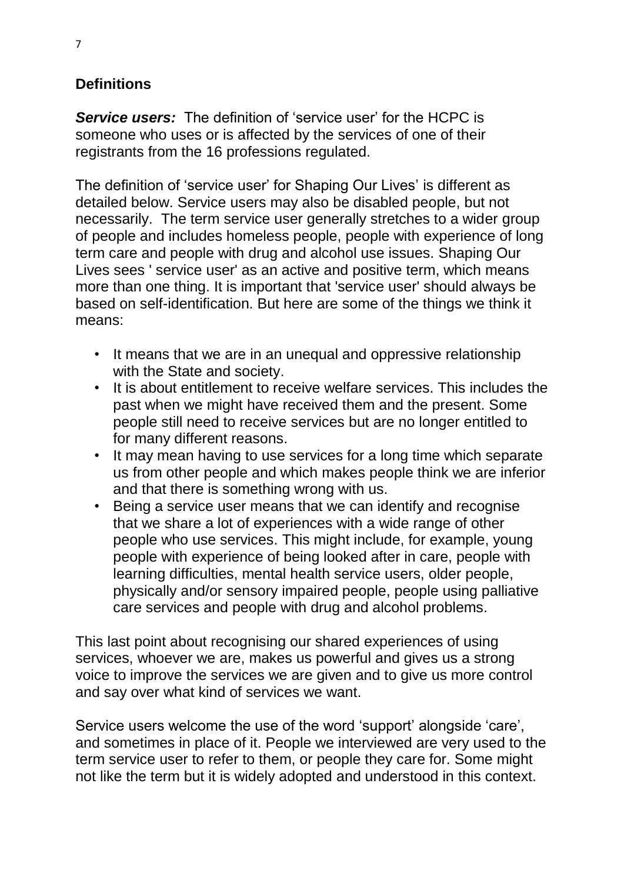## Definitions

***Service users:*** The definition of 'service user' for the HCPC is someone who uses or is affected by the services of one of their registrants from the 16 professions regulated.

The definition of 'service user' for Shaping Our Lives' is different as detailed below. Service users may also be disabled people, but not necessarily. The term service user generally stretches to a wider group of people and includes homeless people, people with experience of long term care and people with drug and alcohol use issues. Shaping Our Lives sees ' service user' as an active and positive term, which means more than one thing. It is important that 'service user' should always be based on self-identification. But here are some of the things we think it means:

- It means that we are in an unequal and oppressive relationship with the State and society.
- It is about entitlement to receive welfare services. This includes the past when we might have received them and the present. Some people still need to receive services but are no longer entitled to for many different reasons.
- It may mean having to use services for a long time which separate us from other people and which makes people think we are inferior and that there is something wrong with us.
- Being a service user means that we can identify and recognise that we share a lot of experiences with a wide range of other people who use services. This might include, for example, young people with experience of being looked after in care, people with learning difficulties, mental health service users, older people, physically and/or sensory impaired people, people using palliative care services and people with drug and alcohol problems.

This last point about recognising our shared experiences of using services, whoever we are, makes us powerful and gives us a strong voice to improve the services we are given and to give us more control and say over what kind of services we want.

Service users welcome the use of the word 'support' alongside 'care', and sometimes in place of it. People we interviewed are very used to the term service user to refer to them, or people they care for. Some might not like the term but it is widely adopted and understood in this context.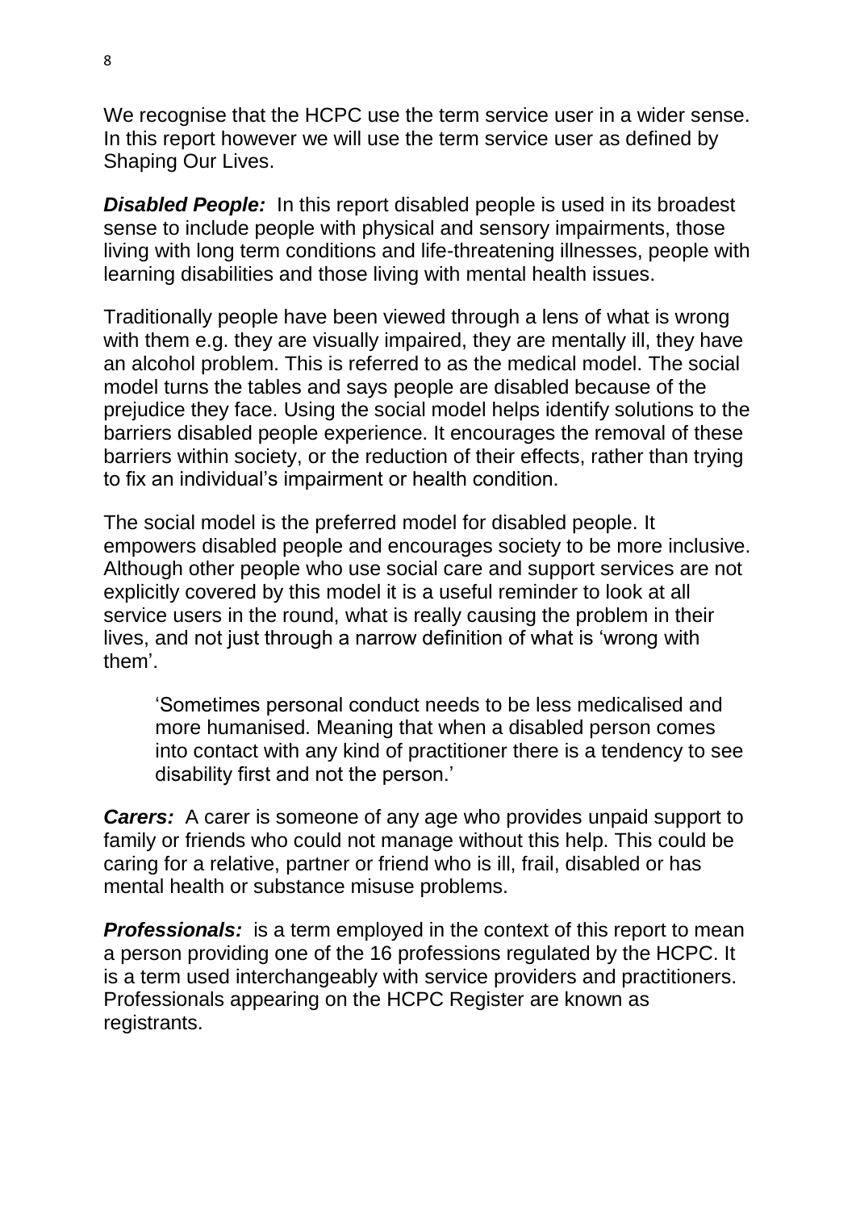We recognise that the HCPC use the term service user in a wider sense. In this report however we will use the term service user as defined by Shaping Our Lives.

***Disabled People:*** In this report disabled people is used in its broadest sense to include people with physical and sensory impairments, those living with long term conditions and life-threatening illnesses, people with learning disabilities and those living with mental health issues.

Traditionally people have been viewed through a lens of what is wrong with them e.g. they are visually impaired, they are mentally ill, they have an alcohol problem. This is referred to as the medical model. The social model turns the tables and says people are disabled because of the prejudice they face. Using the social model helps identify solutions to the barriers disabled people experience. It encourages the removal of these barriers within society, or the reduction of their effects, rather than trying to fix an individual's impairment or health condition.

The social model is the preferred model for disabled people. It empowers disabled people and encourages society to be more inclusive. Although other people who use social care and support services are not explicitly covered by this model it is a useful reminder to look at all service users in the round, what is really causing the problem in their lives, and not just through a narrow definition of what is 'wrong with them'.

> 'Sometimes personal conduct needs to be less medicalised and more humanised. Meaning that when a disabled person comes into contact with any kind of practitioner there is a tendency to see disability first and not the person.'

***Carers:*** A carer is someone of any age who provides unpaid support to family or friends who could not manage without this help. This could be caring for a relative, partner or friend who is ill, frail, disabled or has mental health or substance misuse problems.

***Professionals:*** is a term employed in the context of this report to mean a person providing one of the 16 professions regulated by the HCPC. It is a term used interchangeably with service providers and practitioners. Professionals appearing on the HCPC Register are known as registrants.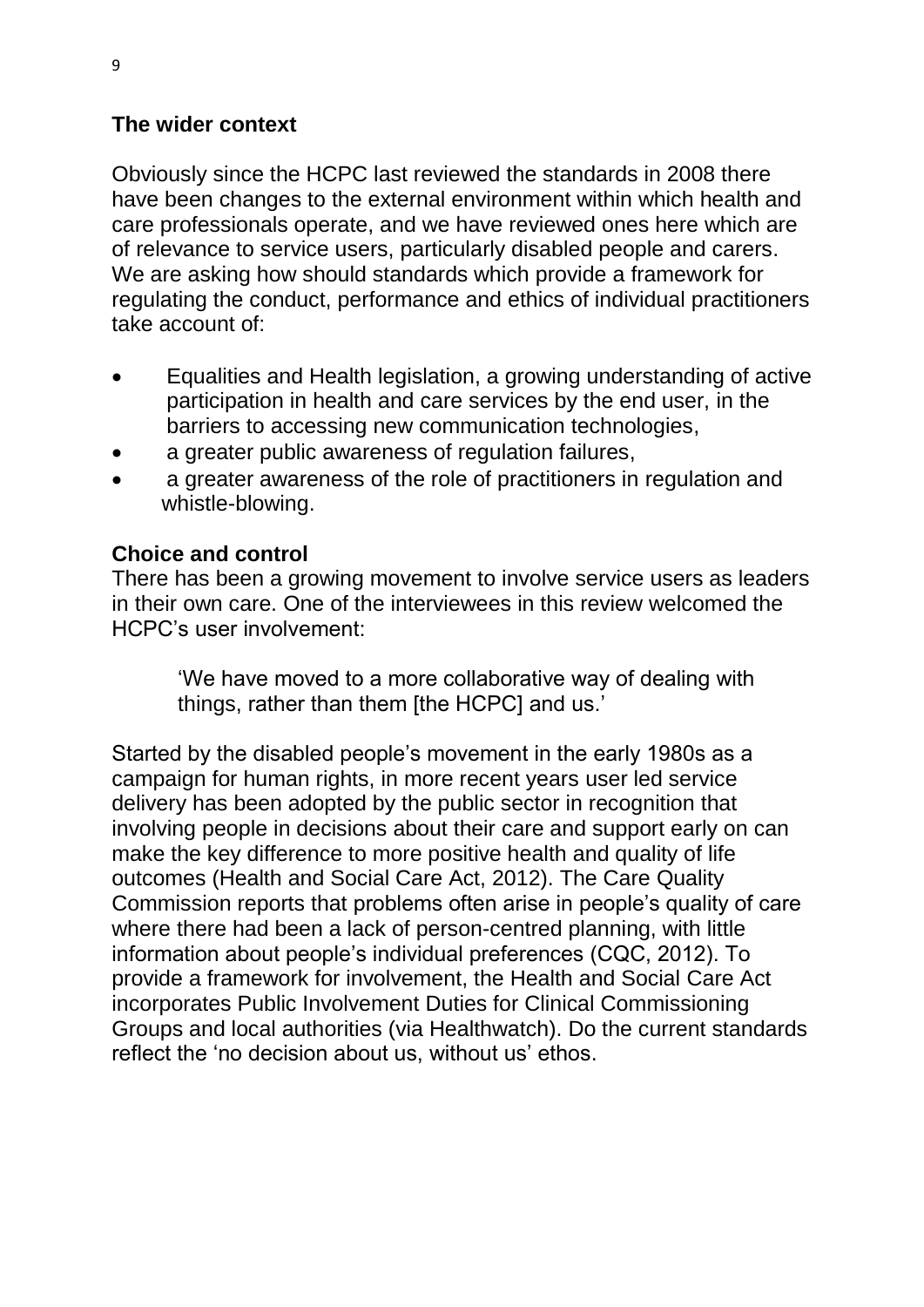## The wider context

Obviously since the HCPC last reviewed the standards in 2008 there have been changes to the external environment within which health and care professionals operate, and we have reviewed ones here which are of relevance to service users, particularly disabled people and carers. We are asking how should standards which provide a framework for regulating the conduct, performance and ethics of individual practitioners take account of:

- Equalities and Health legislation, a growing understanding of active participation in health and care services by the end user, in the barriers to accessing new communication technologies,
- a greater public awareness of regulation failures,
- a greater awareness of the role of practitioners in regulation and whistle-blowing.

## Choice and control

There has been a growing movement to involve service users as leaders in their own care. One of the interviewees in this review welcomed the HCPC's user involvement:

> 'We have moved to a more collaborative way of dealing with things, rather than them [the HCPC] and us.'

Started by the disabled people's movement in the early 1980s as a campaign for human rights, in more recent years user led service delivery has been adopted by the public sector in recognition that involving people in decisions about their care and support early on can make the key difference to more positive health and quality of life outcomes (Health and Social Care Act, 2012). The Care Quality Commission reports that problems often arise in people's quality of care where there had been a lack of person-centred planning, with little information about people's individual preferences (CQC, 2012). To provide a framework for involvement, the Health and Social Care Act incorporates Public Involvement Duties for Clinical Commissioning Groups and local authorities (via Healthwatch). Do the current standards reflect the 'no decision about us, without us' ethos.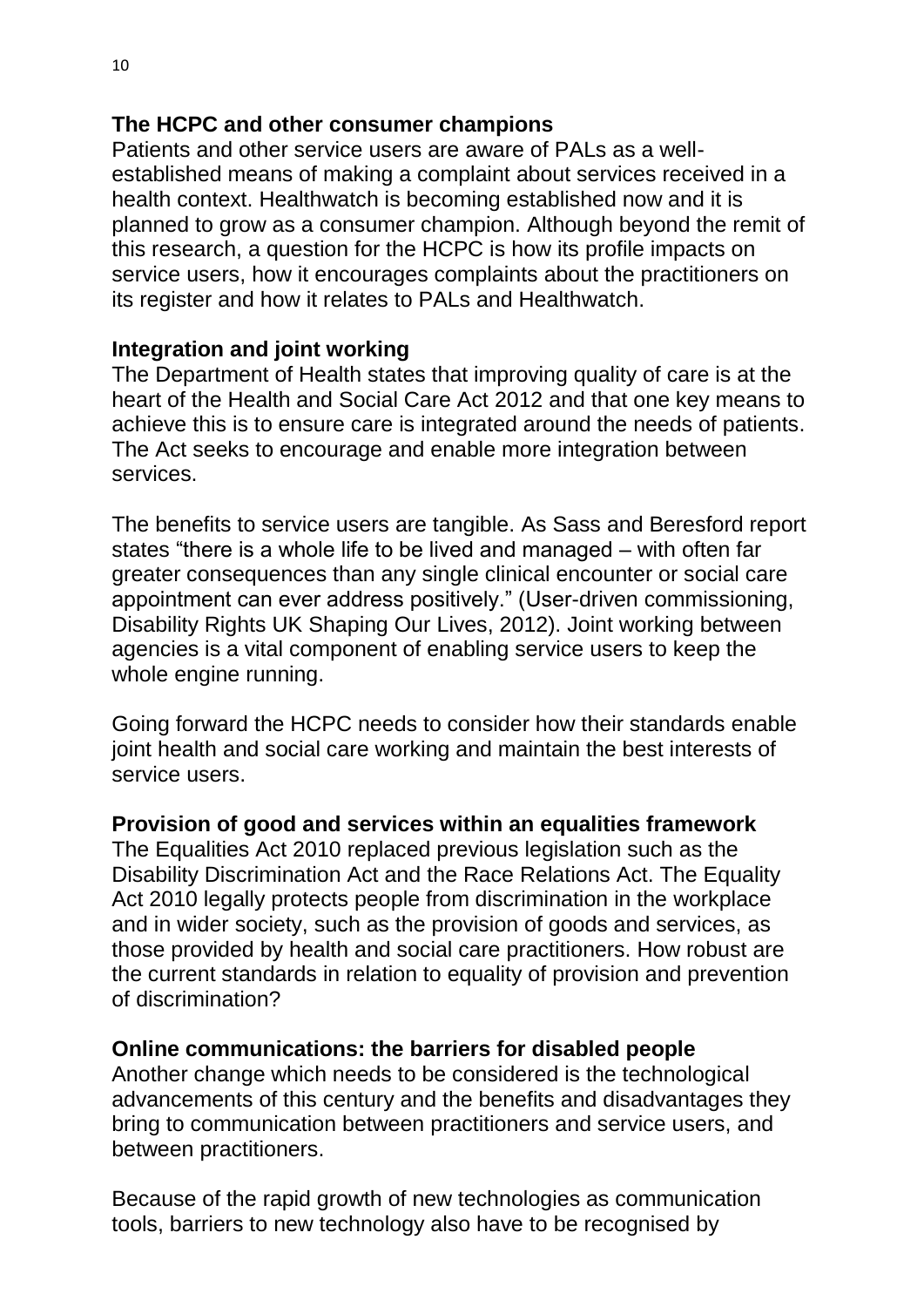**The HCPC and other consumer champions**

Patients and other service users are aware of PALs as a well-established means of making a complaint about services received in a health context. Healthwatch is becoming established now and it is planned to grow as a consumer champion. Although beyond the remit of this research, a question for the HCPC is how its profile impacts on service users, how it encourages complaints about the practitioners on its register and how it relates to PALs and Healthwatch.

**Integration and joint working**

The Department of Health states that improving quality of care is at the heart of the Health and Social Care Act 2012 and that one key means to achieve this is to ensure care is integrated around the needs of patients. The Act seeks to encourage and enable more integration between services.

The benefits to service users are tangible. As Sass and Beresford report states "there is a whole life to be lived and managed – with often far greater consequences than any single clinical encounter or social care appointment can ever address positively." (User-driven commissioning, Disability Rights UK Shaping Our Lives, 2012). Joint working between agencies is a vital component of enabling service users to keep the whole engine running.

Going forward the HCPC needs to consider how their standards enable joint health and social care working and maintain the best interests of service users.

**Provision of good and services within an equalities framework**

The Equalities Act 2010 replaced previous legislation such as the Disability Discrimination Act and the Race Relations Act. The Equality Act 2010 legally protects people from discrimination in the workplace and in wider society, such as the provision of goods and services, as those provided by health and social care practitioners. How robust are the current standards in relation to equality of provision and prevention of discrimination?

**Online communications: the barriers for disabled people**

Another change which needs to be considered is the technological advancements of this century and the benefits and disadvantages they bring to communication between practitioners and service users, and between practitioners.

Because of the rapid growth of new technologies as communication tools, barriers to new technology also have to be recognised by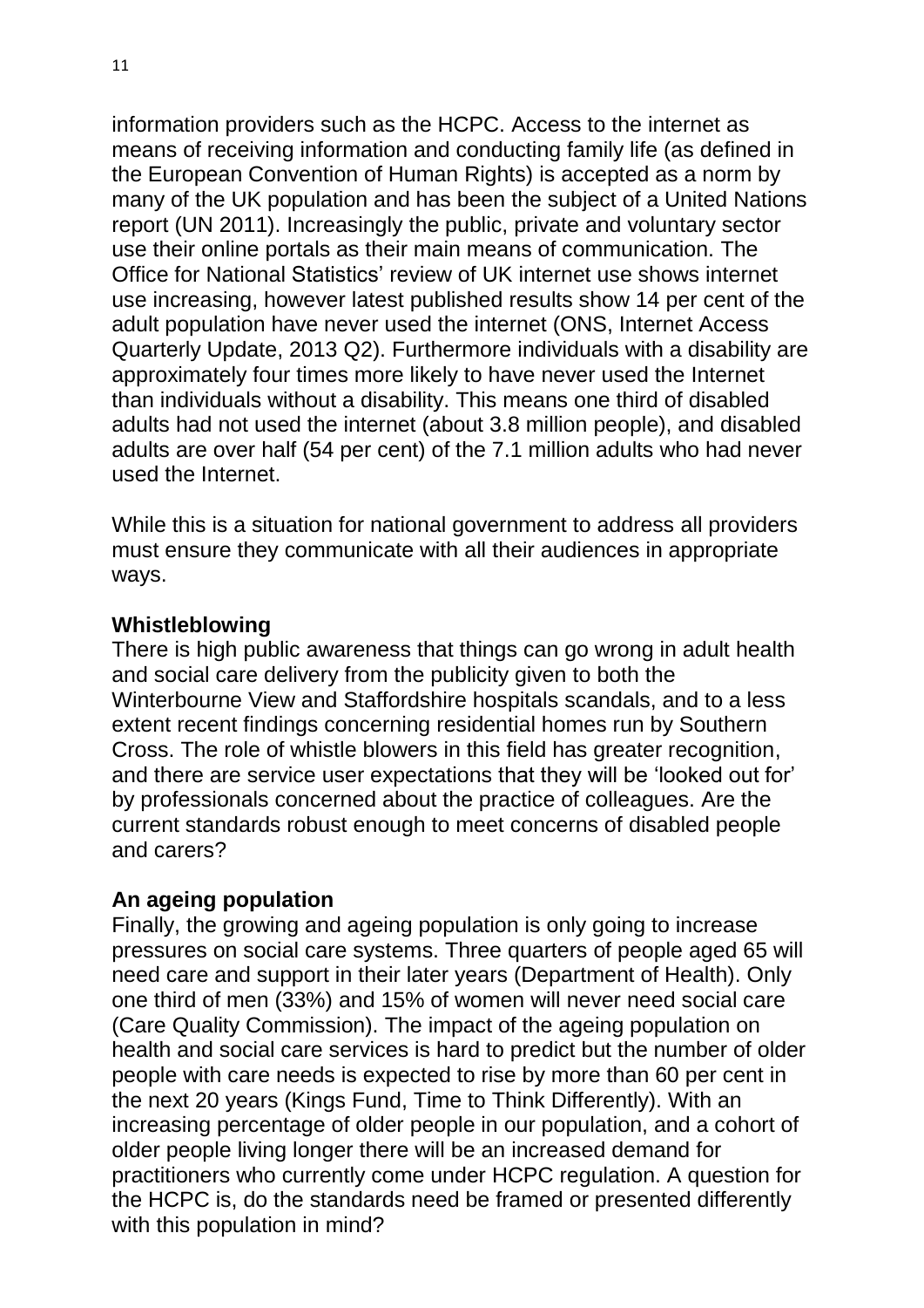information providers such as the HCPC. Access to the internet as means of receiving information and conducting family life (as defined in the European Convention of Human Rights) is accepted as a norm by many of the UK population and has been the subject of a United Nations report (UN 2011). Increasingly the public, private and voluntary sector use their online portals as their main means of communication. The Office for National Statistics' review of UK internet use shows internet use increasing, however latest published results show 14 per cent of the adult population have never used the internet (ONS, Internet Access Quarterly Update, 2013 Q2). Furthermore individuals with a disability are approximately four times more likely to have never used the Internet than individuals without a disability. This means one third of disabled adults had not used the internet (about 3.8 million people), and disabled adults are over half (54 per cent) of the 7.1 million adults who had never used the Internet.

While this is a situation for national government to address all providers must ensure they communicate with all their audiences in appropriate ways.

**Whistleblowing**

There is high public awareness that things can go wrong in adult health and social care delivery from the publicity given to both the Winterbourne View and Staffordshire hospitals scandals, and to a less extent recent findings concerning residential homes run by Southern Cross. The role of whistle blowers in this field has greater recognition, and there are service user expectations that they will be 'looked out for' by professionals concerned about the practice of colleagues. Are the current standards robust enough to meet concerns of disabled people and carers?

**An ageing population**

Finally, the growing and ageing population is only going to increase pressures on social care systems. Three quarters of people aged 65 will need care and support in their later years (Department of Health). Only one third of men (33%) and 15% of women will never need social care (Care Quality Commission). The impact of the ageing population on health and social care services is hard to predict but the number of older people with care needs is expected to rise by more than 60 per cent in the next 20 years (Kings Fund, Time to Think Differently). With an increasing percentage of older people in our population, and a cohort of older people living longer there will be an increased demand for practitioners who currently come under HCPC regulation. A question for the HCPC is, do the standards need be framed or presented differently with this population in mind?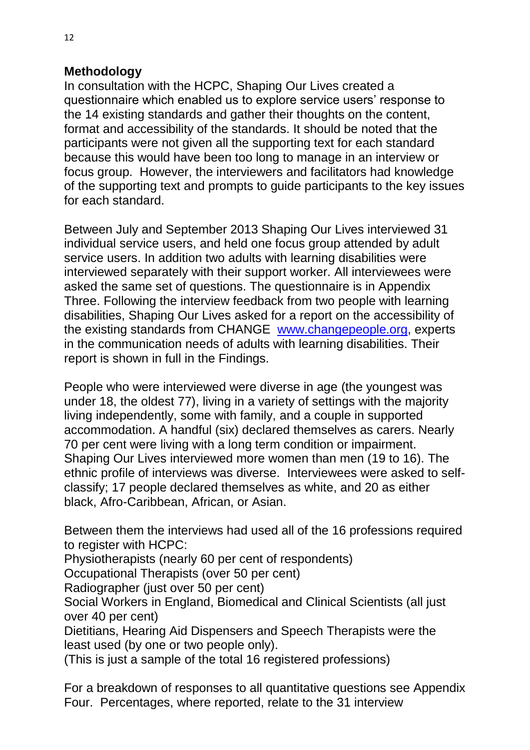## Methodology

In consultation with the HCPC, Shaping Our Lives created a questionnaire which enabled us to explore service users' response to the 14 existing standards and gather their thoughts on the content, format and accessibility of the standards. It should be noted that the participants were not given all the supporting text for each standard because this would have been too long to manage in an interview or focus group. However, the interviewers and facilitators had knowledge of the supporting text and prompts to guide participants to the key issues for each standard.

Between July and September 2013 Shaping Our Lives interviewed 31 individual service users, and held one focus group attended by adult service users. In addition two adults with learning disabilities were interviewed separately with their support worker. All interviewees were asked the same set of questions. The questionnaire is in Appendix Three. Following the interview feedback from two people with learning disabilities, Shaping Our Lives asked for a report on the accessibility of the existing standards from CHANGE [www.changepeople.org](www.changepeople.org), experts in the communication needs of adults with learning disabilities. Their report is shown in full in the Findings.

People who were interviewed were diverse in age (the youngest was under 18, the oldest 77), living in a variety of settings with the majority living independently, some with family, and a couple in supported accommodation. A handful (six) declared themselves as carers. Nearly 70 per cent were living with a long term condition or impairment. Shaping Our Lives interviewed more women than men (19 to 16). The ethnic profile of interviews was diverse. Interviewees were asked to self-classify; 17 people declared themselves as white, and 20 as either black, Afro-Caribbean, African, or Asian.

Between them the interviews had used all of the 16 professions required to register with HCPC:
Physiotherapists (nearly 60 per cent of respondents)
Occupational Therapists (over 50 per cent)
Radiographer (just over 50 per cent)
Social Workers in England, Biomedical and Clinical Scientists (all just over 40 per cent)
Dietitians, Hearing Aid Dispensers and Speech Therapists were the least used (by one or two people only).
(This is just a sample of the total 16 registered professions)

For a breakdown of responses to all quantitative questions see Appendix Four. Percentages, where reported, relate to the 31 interview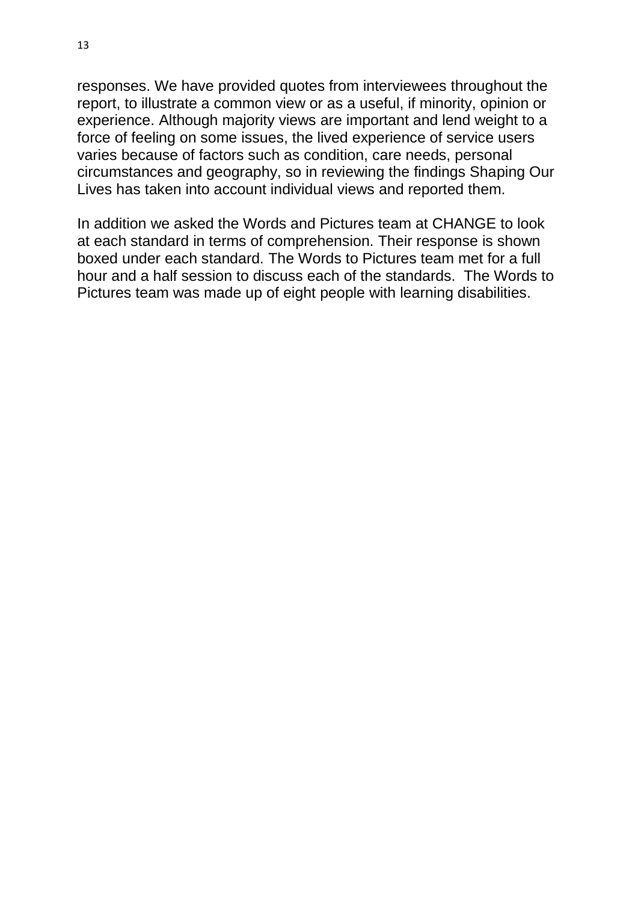responses. We have provided quotes from interviewees throughout the report, to illustrate a common view or as a useful, if minority, opinion or experience. Although majority views are important and lend weight to a force of feeling on some issues, the lived experience of service users varies because of factors such as condition, care needs, personal circumstances and geography, so in reviewing the findings Shaping Our Lives has taken into account individual views and reported them.

In addition we asked the Words and Pictures team at CHANGE to look at each standard in terms of comprehension. Their response is shown boxed under each standard. The Words to Pictures team met for a full hour and a half session to discuss each of the standards.  The Words to Pictures team was made up of eight people with learning disabilities.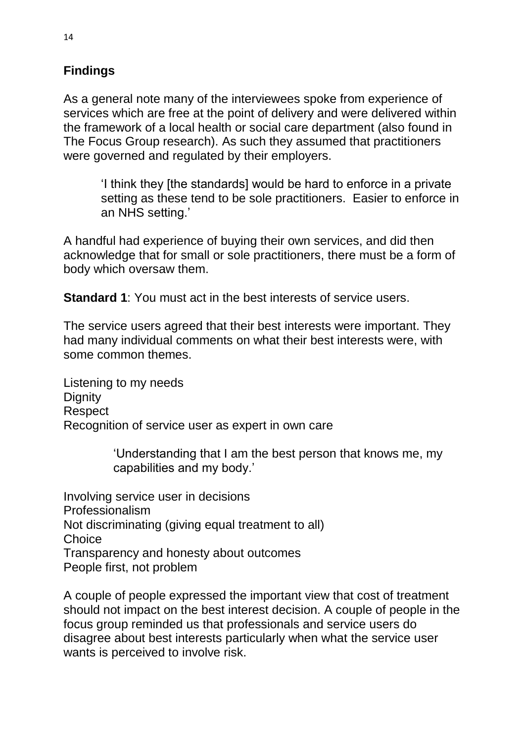## Findings

As a general note many of the interviewees spoke from experience of services which are free at the point of delivery and were delivered within the framework of a local health or social care department (also found in The Focus Group research). As such they assumed that practitioners were governed and regulated by their employers.

> 'I think they [the standards] would be hard to enforce in a private setting as these tend to be sole practitioners. Easier to enforce in an NHS setting.'

A handful had experience of buying their own services, and did then acknowledge that for small or sole practitioners, there must be a form of body which oversaw them.

**Standard 1**: You must act in the best interests of service users.

The service users agreed that their best interests were important. They had many individual comments on what their best interests were, with some common themes.

Listening to my needs
Dignity
Respect
Recognition of service user as expert in own care

> 'Understanding that I am the best person that knows me, my capabilities and my body.'

Involving service user in decisions
Professionalism
Not discriminating (giving equal treatment to all)
Choice
Transparency and honesty about outcomes
People first, not problem

A couple of people expressed the important view that cost of treatment should not impact on the best interest decision. A couple of people in the focus group reminded us that professionals and service users do disagree about best interests particularly when what the service user wants is perceived to involve risk.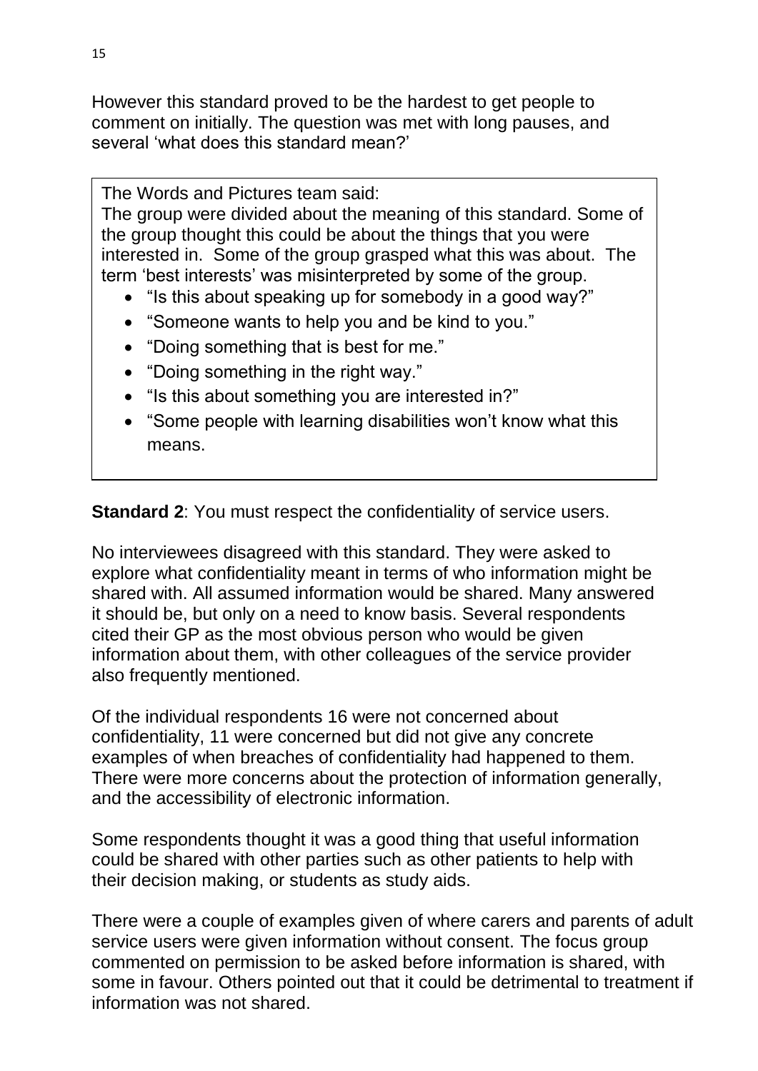However this standard proved to be the hardest to get people to comment on initially. The question was met with long pauses, and several 'what does this standard mean?'

> The Words and Pictures team said:
> The group were divided about the meaning of this standard. Some of the group thought this could be about the things that you were interested in. Some of the group grasped what this was about. The term 'best interests' was misinterpreted by some of the group.
>
> - "Is this about speaking up for somebody in a good way?"
> - "Someone wants to help you and be kind to you."
> - "Doing something that is best for me."
> - "Doing something in the right way."
> - "Is this about something you are interested in?"
> - "Some people with learning disabilities won't know what this means.

**Standard 2**: You must respect the confidentiality of service users.

No interviewees disagreed with this standard. They were asked to explore what confidentiality meant in terms of who information might be shared with. All assumed information would be shared. Many answered it should be, but only on a need to know basis. Several respondents cited their GP as the most obvious person who would be given information about them, with other colleagues of the service provider also frequently mentioned.

Of the individual respondents 16 were not concerned about confidentiality, 11 were concerned but did not give any concrete examples of when breaches of confidentiality had happened to them. There were more concerns about the protection of information generally, and the accessibility of electronic information.

Some respondents thought it was a good thing that useful information could be shared with other parties such as other patients to help with their decision making, or students as study aids.

There were a couple of examples given of where carers and parents of adult service users were given information without consent. The focus group commented on permission to be asked before information is shared, with some in favour. Others pointed out that it could be detrimental to treatment if information was not shared.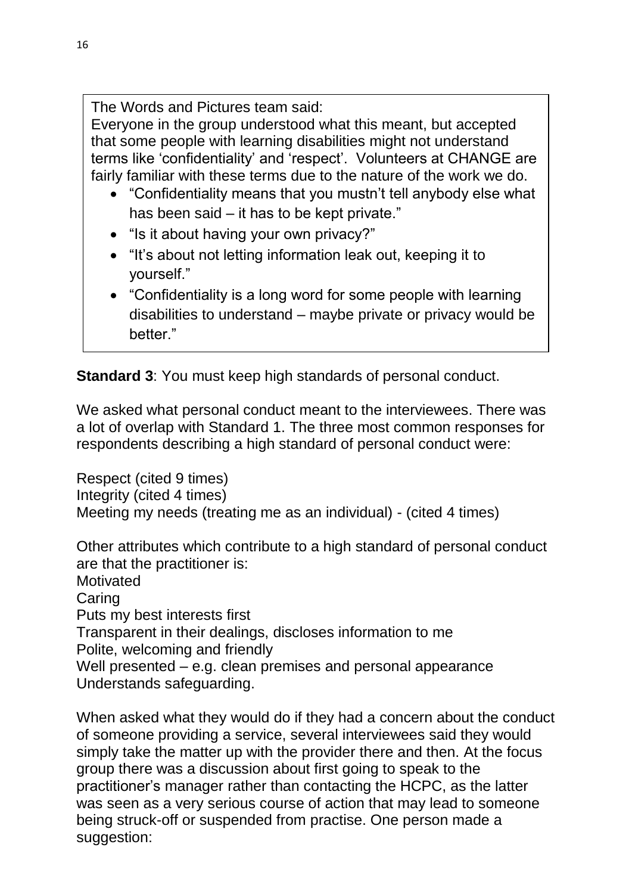The Words and Pictures team said:
Everyone in the group understood what this meant, but accepted that some people with learning disabilities might not understand terms like 'confidentiality' and 'respect'. Volunteers at CHANGE are fairly familiar with these terms due to the nature of the work we do.

- "Confidentiality means that you mustn't tell anybody else what has been said – it has to be kept private."
- "Is it about having your own privacy?"
- "It's about not letting information leak out, keeping it to yourself."
- "Confidentiality is a long word for some people with learning disabilities to understand – maybe private or privacy would be better."

**Standard 3**: You must keep high standards of personal conduct.

We asked what personal conduct meant to the interviewees. There was a lot of overlap with Standard 1. The three most common responses for respondents describing a high standard of personal conduct were:

Respect (cited 9 times)
Integrity (cited 4 times)
Meeting my needs (treating me as an individual) - (cited 4 times)

Other attributes which contribute to a high standard of personal conduct are that the practitioner is:
Motivated
Caring
Puts my best interests first
Transparent in their dealings, discloses information to me
Polite, welcoming and friendly
Well presented – e.g. clean premises and personal appearance
Understands safeguarding.

When asked what they would do if they had a concern about the conduct of someone providing a service, several interviewees said they would simply take the matter up with the provider there and then. At the focus group there was a discussion about first going to speak to the practitioner's manager rather than contacting the HCPC, as the latter was seen as a very serious course of action that may lead to someone being struck-off or suspended from practise. One person made a suggestion: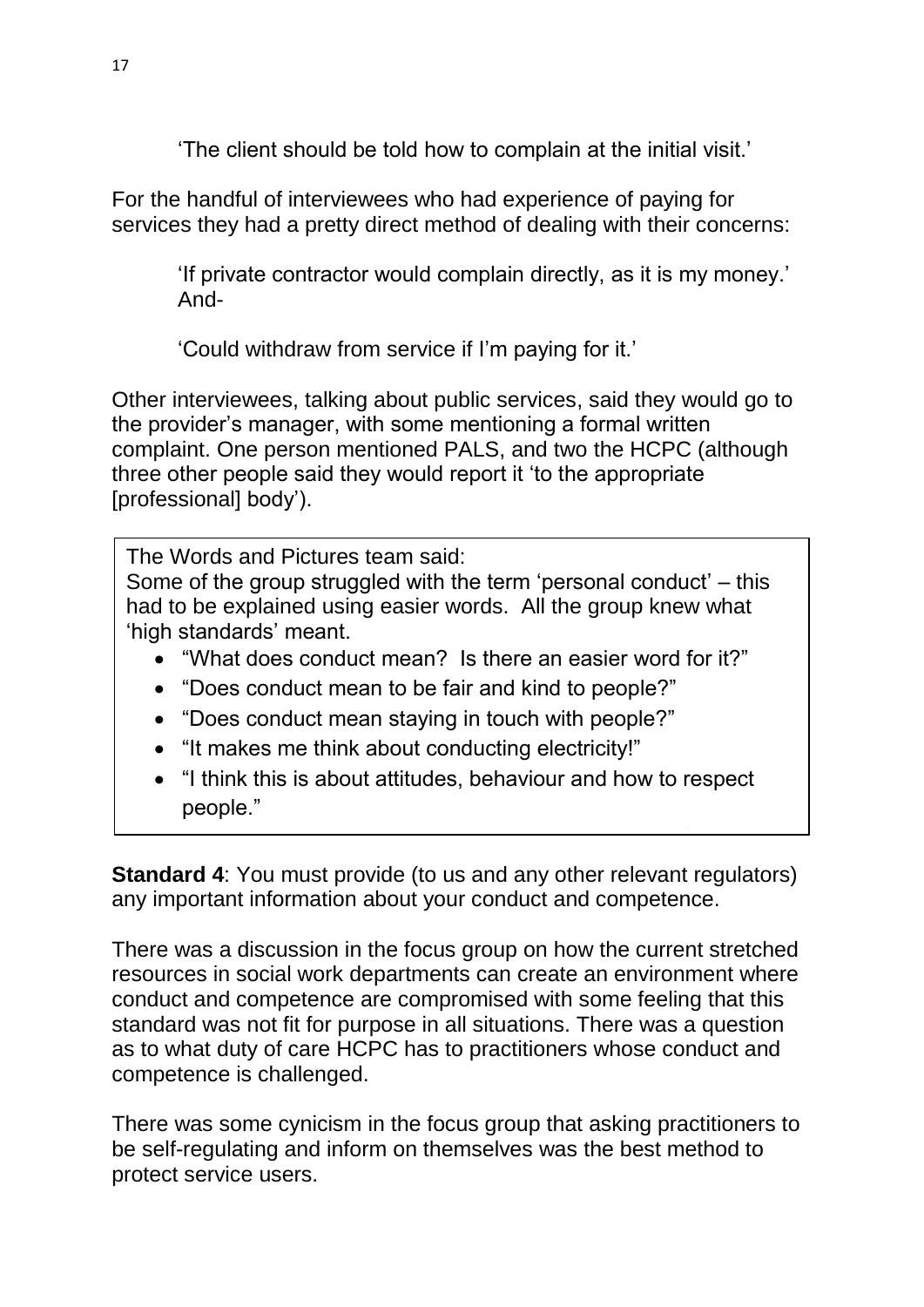> 'The client should be told how to complain at the initial visit.'

For the handful of interviewees who had experience of paying for services they had a pretty direct method of dealing with their concerns:

> 'If private contractor would complain directly, as it is my money.' And-
>
> 'Could withdraw from service if I'm paying for it.'

Other interviewees, talking about public services, said they would go to the provider's manager, with some mentioning a formal written complaint. One person mentioned PALS, and two the HCPC (although three other people said they would report it 'to the appropriate [professional] body').

> The Words and Pictures team said:
> Some of the group struggled with the term 'personal conduct' – this had to be explained using easier words. All the group knew what 'high standards' meant.
>
> - "What does conduct mean? Is there an easier word for it?"
> - "Does conduct mean to be fair and kind to people?"
> - "Does conduct mean staying in touch with people?"
> - "It makes me think about conducting electricity!"
> - "I think this is about attitudes, behaviour and how to respect people."

**Standard 4**: You must provide (to us and any other relevant regulators) any important information about your conduct and competence.

There was a discussion in the focus group on how the current stretched resources in social work departments can create an environment where conduct and competence are compromised with some feeling that this standard was not fit for purpose in all situations. There was a question as to what duty of care HCPC has to practitioners whose conduct and competence is challenged.

There was some cynicism in the focus group that asking practitioners to be self-regulating and inform on themselves was the best method to protect service users.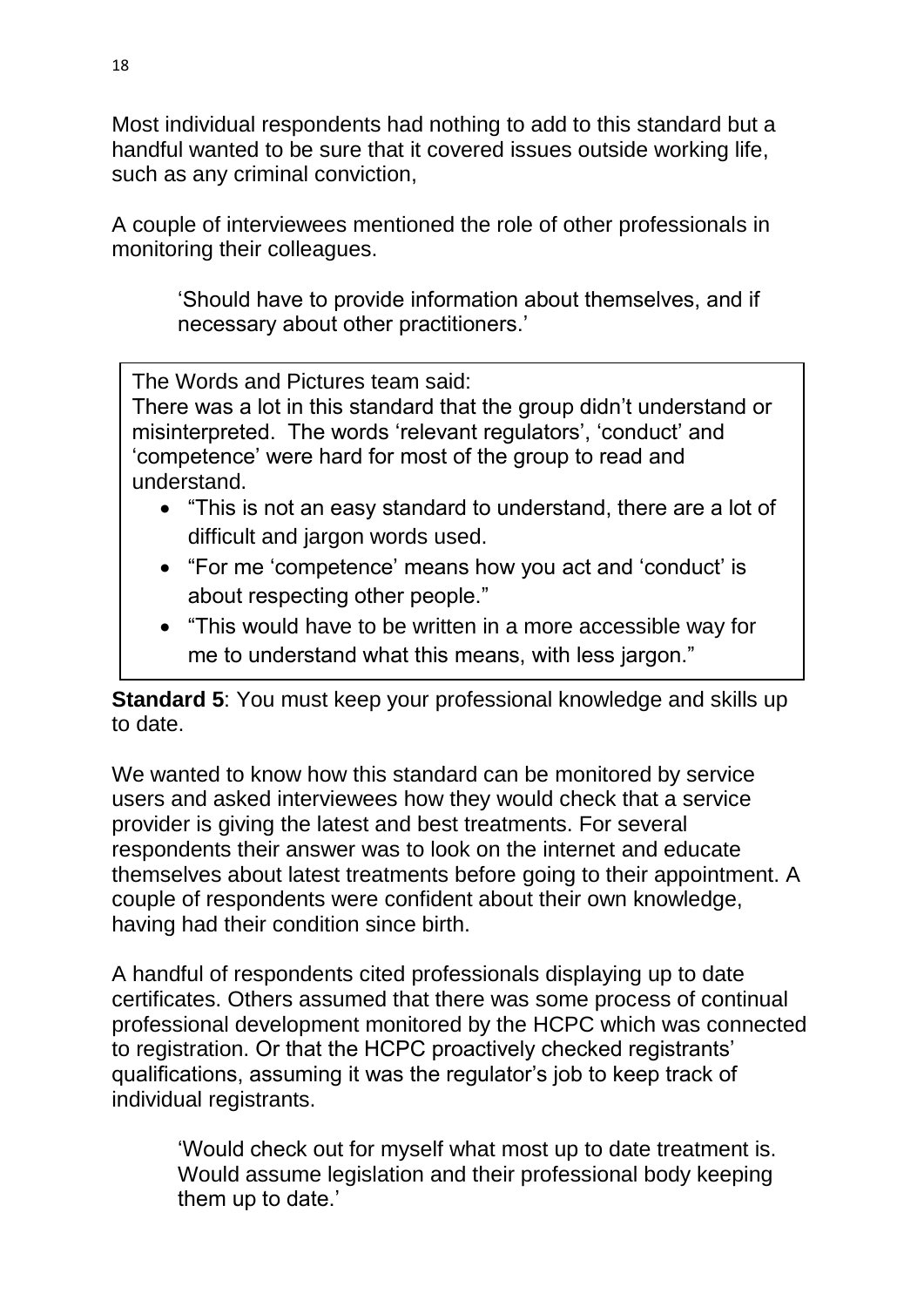Most individual respondents had nothing to add to this standard but a handful wanted to be sure that it covered issues outside working life, such as any criminal conviction,

A couple of interviewees mentioned the role of other professionals in monitoring their colleagues.

> 'Should have to provide information about themselves, and if necessary about other practitioners.'

> The Words and Pictures team said:
> There was a lot in this standard that the group didn't understand or misinterpreted. The words 'relevant regulators', 'conduct' and 'competence' were hard for most of the group to read and understand.
>
> - "This is not an easy standard to understand, there are a lot of difficult and jargon words used.
> - "For me 'competence' means how you act and 'conduct' is about respecting other people."
> - "This would have to be written in a more accessible way for me to understand what this means, with less jargon."

**Standard 5**: You must keep your professional knowledge and skills up to date.

We wanted to know how this standard can be monitored by service users and asked interviewees how they would check that a service provider is giving the latest and best treatments. For several respondents their answer was to look on the internet and educate themselves about latest treatments before going to their appointment. A couple of respondents were confident about their own knowledge, having had their condition since birth.

A handful of respondents cited professionals displaying up to date certificates. Others assumed that there was some process of continual professional development monitored by the HCPC which was connected to registration. Or that the HCPC proactively checked registrants' qualifications, assuming it was the regulator's job to keep track of individual registrants.

> 'Would check out for myself what most up to date treatment is. Would assume legislation and their professional body keeping them up to date.'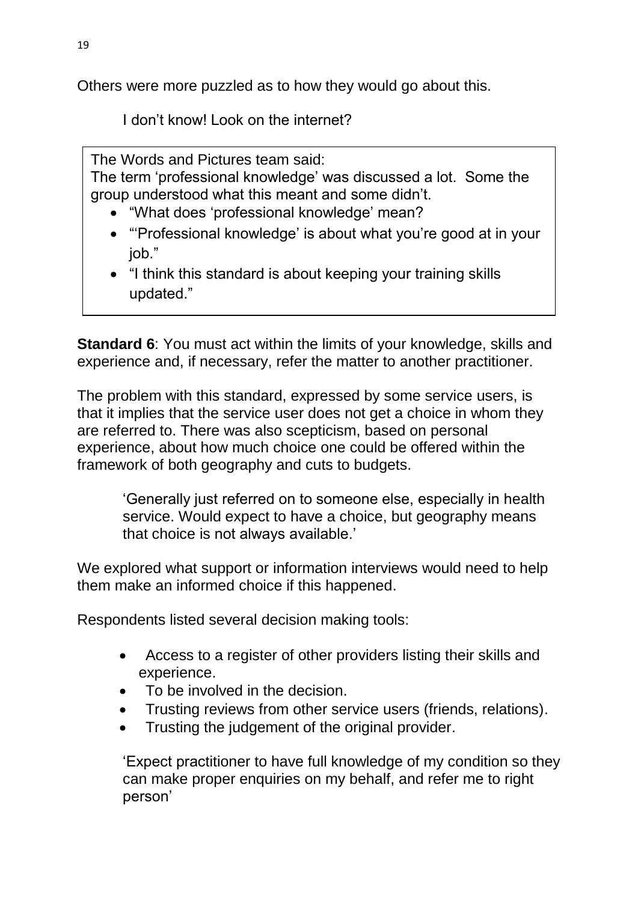Others were more puzzled as to how they would go about this.

> I don't know! Look on the internet?

> The Words and Pictures team said:
> The term 'professional knowledge' was discussed a lot. Some the group understood what this meant and some didn't.
>
> - "What does 'professional knowledge' mean?
> - "'Professional knowledge' is about what you're good at in your job."
> - "I think this standard is about keeping your training skills updated."

**Standard 6**: You must act within the limits of your knowledge, skills and experience and, if necessary, refer the matter to another practitioner.

The problem with this standard, expressed by some service users, is that it implies that the service user does not get a choice in whom they are referred to. There was also scepticism, based on personal experience, about how much choice one could be offered within the framework of both geography and cuts to budgets.

> 'Generally just referred on to someone else, especially in health service. Would expect to have a choice, but geography means that choice is not always available.'

We explored what support or information interviews would need to help them make an informed choice if this happened.

Respondents listed several decision making tools:

- Access to a register of other providers listing their skills and experience.
- To be involved in the decision.
- Trusting reviews from other service users (friends, relations).
- Trusting the judgement of the original provider.

> 'Expect practitioner to have full knowledge of my condition so they can make proper enquiries on my behalf, and refer me to right person'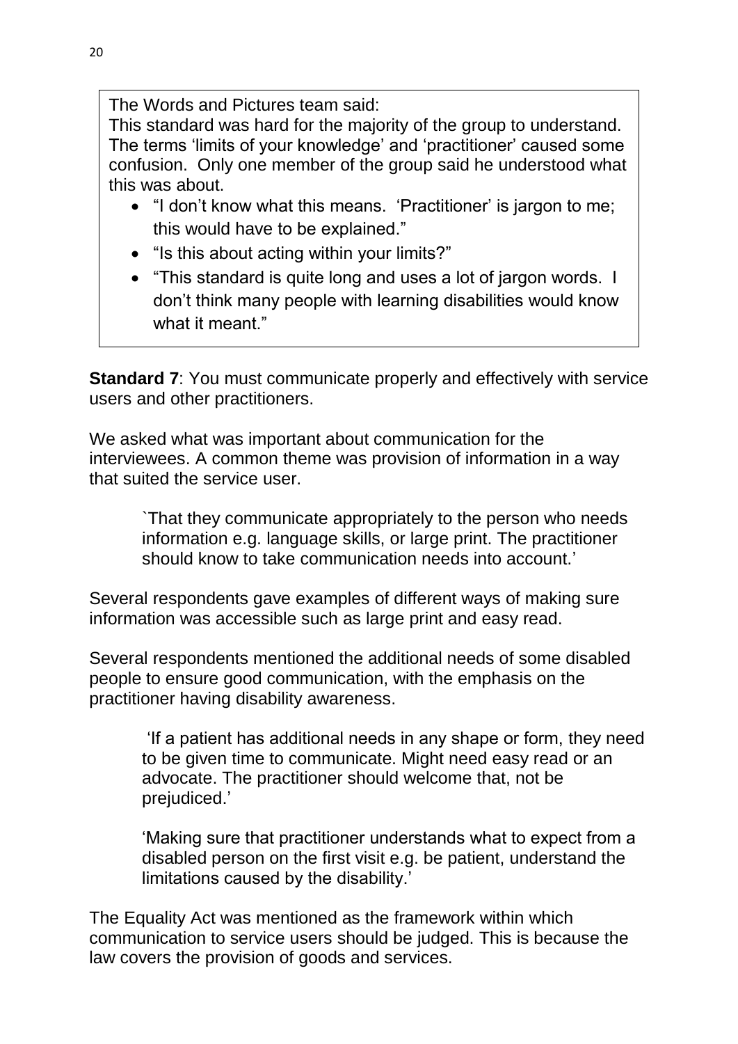The Words and Pictures team said:
This standard was hard for the majority of the group to understand. The terms 'limits of your knowledge' and 'practitioner' caused some confusion. Only one member of the group said he understood what this was about.

- "I don't know what this means. 'Practitioner' is jargon to me; this would have to be explained."
- "Is this about acting within your limits?"
- "This standard is quite long and uses a lot of jargon words. I don't think many people with learning disabilities would know what it meant."

**Standard 7**: You must communicate properly and effectively with service users and other practitioners.

We asked what was important about communication for the interviewees. A common theme was provision of information in a way that suited the service user.

> `That they communicate appropriately to the person who needs information e.g. language skills, or large print. The practitioner should know to take communication needs into account.'

Several respondents gave examples of different ways of making sure information was accessible such as large print and easy read.

Several respondents mentioned the additional needs of some disabled people to ensure good communication, with the emphasis on the practitioner having disability awareness.

> 'If a patient has additional needs in any shape or form, they need to be given time to communicate. Might need easy read or an advocate. The practitioner should welcome that, not be prejudiced.'

> 'Making sure that practitioner understands what to expect from a disabled person on the first visit e.g. be patient, understand the limitations caused by the disability.'

The Equality Act was mentioned as the framework within which communication to service users should be judged. This is because the law covers the provision of goods and services.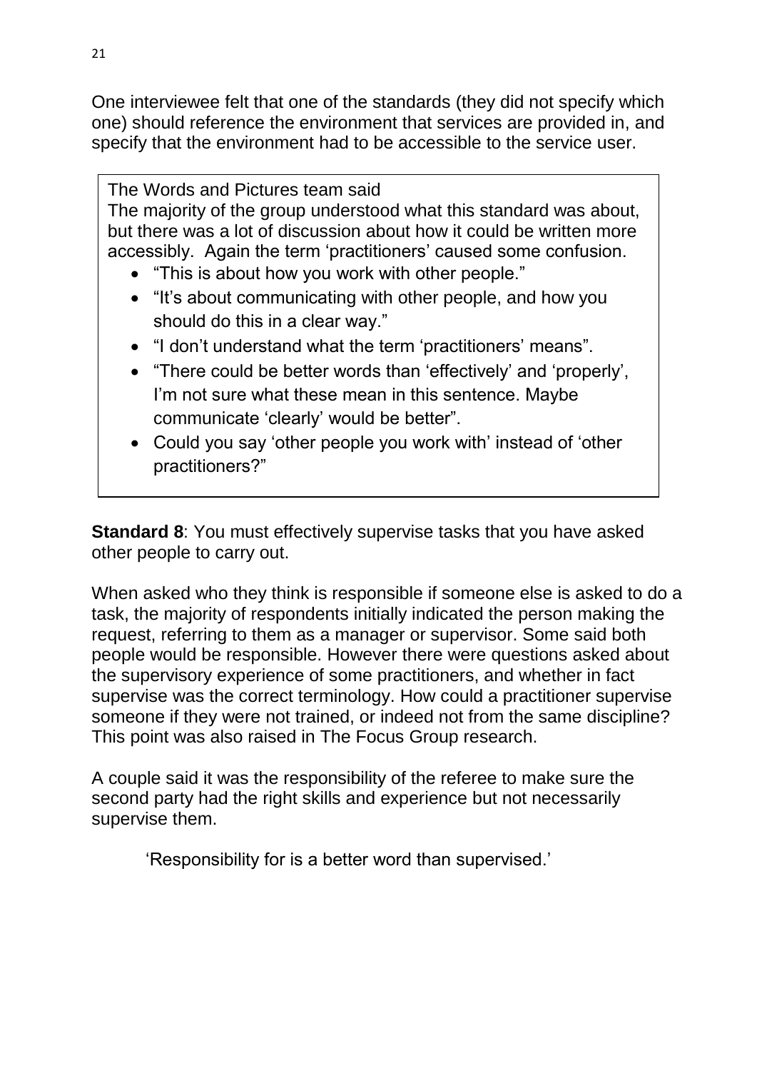One interviewee felt that one of the standards (they did not specify which one) should reference the environment that services are provided in, and specify that the environment had to be accessible to the service user.

> The Words and Pictures team said
> The majority of the group understood what this standard was about, but there was a lot of discussion about how it could be written more accessibly. Again the term 'practitioners' caused some confusion.
>
> - "This is about how you work with other people."
> - "It's about communicating with other people, and how you should do this in a clear way."
> - "I don't understand what the term 'practitioners' means".
> - "There could be better words than 'effectively' and 'properly', I'm not sure what these mean in this sentence. Maybe communicate 'clearly' would be better".
> - Could you say 'other people you work with' instead of 'other practitioners?"

**Standard 8**: You must effectively supervise tasks that you have asked other people to carry out.

When asked who they think is responsible if someone else is asked to do a task, the majority of respondents initially indicated the person making the request, referring to them as a manager or supervisor. Some said both people would be responsible. However there were questions asked about the supervisory experience of some practitioners, and whether in fact supervise was the correct terminology. How could a practitioner supervise someone if they were not trained, or indeed not from the same discipline? This point was also raised in The Focus Group research.

A couple said it was the responsibility of the referee to make sure the second party had the right skills and experience but not necessarily supervise them.

> 'Responsibility for is a better word than supervised.'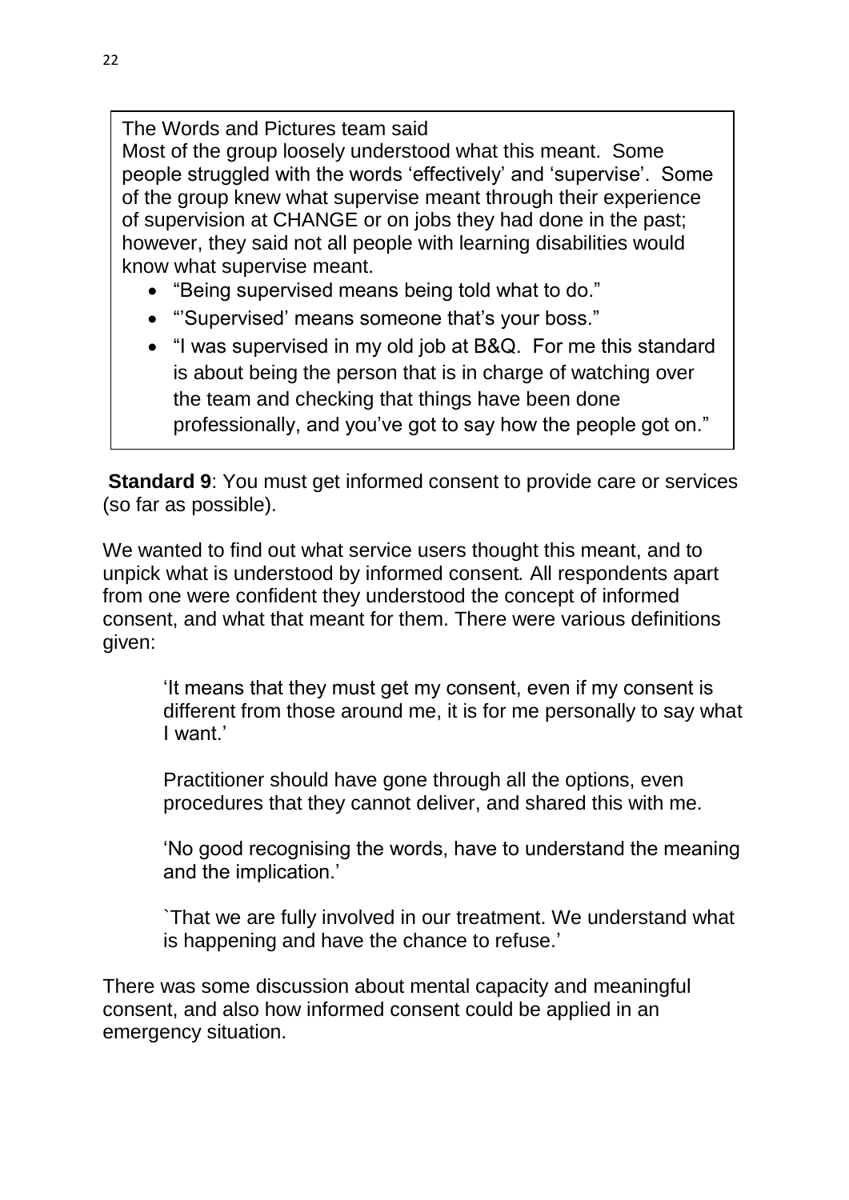The Words and Pictures team said

Most of the group loosely understood what this meant. Some people struggled with the words 'effectively' and 'supervise'. Some of the group knew what supervise meant through their experience of supervision at CHANGE or on jobs they had done in the past; however, they said not all people with learning disabilities would know what supervise meant.

- "Being supervised means being told what to do."
- "'Supervised' means someone that's your boss."
- "I was supervised in my old job at B&Q. For me this standard is about being the person that is in charge of watching over the team and checking that things have been done professionally, and you've got to say how the people got on."

**Standard 9**: You must get informed consent to provide care or services (so far as possible).

We wanted to find out what service users thought this meant, and to unpick what is understood by informed consent*.* All respondents apart from one were confident they understood the concept of informed consent, and what that meant for them. There were various definitions given:

> 'It means that they must get my consent, even if my consent is different from those around me, it is for me personally to say what I want.'
>
> Practitioner should have gone through all the options, even procedures that they cannot deliver, and shared this with me.
>
> 'No good recognising the words, have to understand the meaning and the implication.'
>
> `That we are fully involved in our treatment. We understand what is happening and have the chance to refuse.'

There was some discussion about mental capacity and meaningful consent, and also how informed consent could be applied in an emergency situation.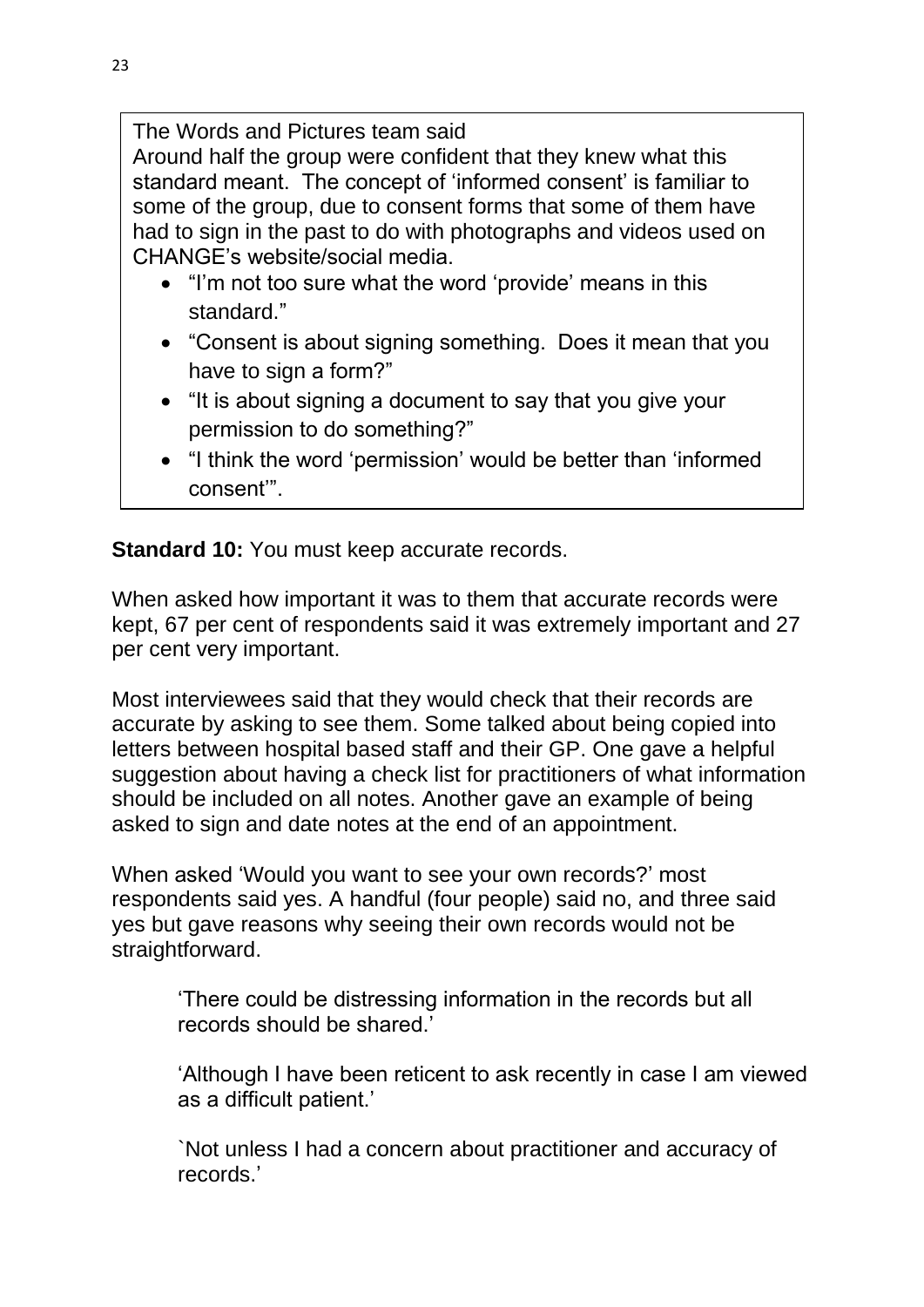The Words and Pictures team said
Around half the group were confident that they knew what this standard meant. The concept of 'informed consent' is familiar to some of the group, due to consent forms that some of them have had to sign in the past to do with photographs and videos used on CHANGE's website/social media.

- "I'm not too sure what the word 'provide' means in this standard."
- "Consent is about signing something. Does it mean that you have to sign a form?"
- "It is about signing a document to say that you give your permission to do something?"
- "I think the word 'permission' would be better than 'informed consent'".

**Standard 10:** You must keep accurate records.

When asked how important it was to them that accurate records were kept, 67 per cent of respondents said it was extremely important and 27 per cent very important.

Most interviewees said that they would check that their records are accurate by asking to see them. Some talked about being copied into letters between hospital based staff and their GP. One gave a helpful suggestion about having a check list for practitioners of what information should be included on all notes. Another gave an example of being asked to sign and date notes at the end of an appointment.

When asked 'Would you want to see your own records?' most respondents said yes. A handful (four people) said no, and three said yes but gave reasons why seeing their own records would not be straightforward.

> 'There could be distressing information in the records but all records should be shared.'
>
> 'Although I have been reticent to ask recently in case I am viewed as a difficult patient.'
>
> `Not unless I had a concern about practitioner and accuracy of records.'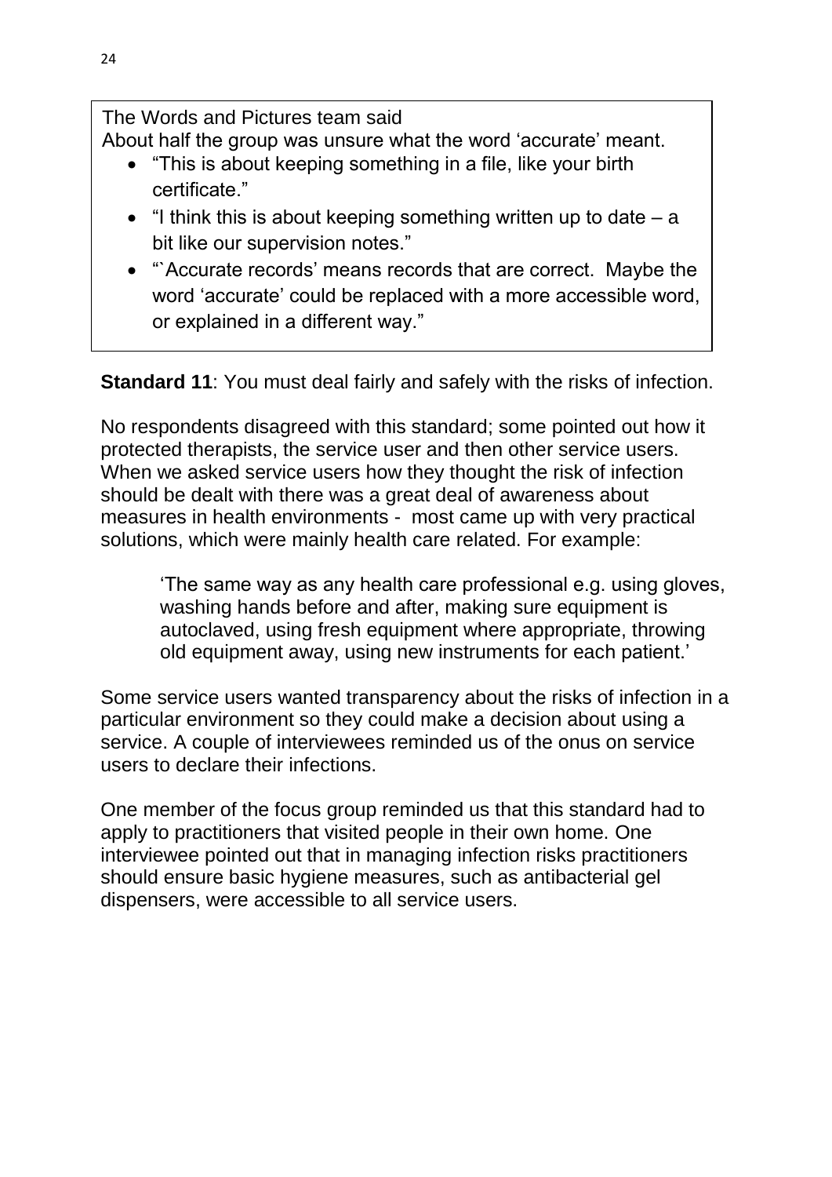The Words and Pictures team said

About half the group was unsure what the word 'accurate' meant.

- "This is about keeping something in a file, like your birth certificate."
- "I think this is about keeping something written up to date – a bit like our supervision notes."
- "`Accurate records' means records that are correct. Maybe the word 'accurate' could be replaced with a more accessible word, or explained in a different way."

**Standard 11**: You must deal fairly and safely with the risks of infection.

No respondents disagreed with this standard; some pointed out how it protected therapists, the service user and then other service users. When we asked service users how they thought the risk of infection should be dealt with there was a great deal of awareness about measures in health environments - most came up with very practical solutions, which were mainly health care related. For example:

> 'The same way as any health care professional e.g. using gloves, washing hands before and after, making sure equipment is autoclaved, using fresh equipment where appropriate, throwing old equipment away, using new instruments for each patient.'

Some service users wanted transparency about the risks of infection in a particular environment so they could make a decision about using a service. A couple of interviewees reminded us of the onus on service users to declare their infections.

One member of the focus group reminded us that this standard had to apply to practitioners that visited people in their own home. One interviewee pointed out that in managing infection risks practitioners should ensure basic hygiene measures, such as antibacterial gel dispensers, were accessible to all service users.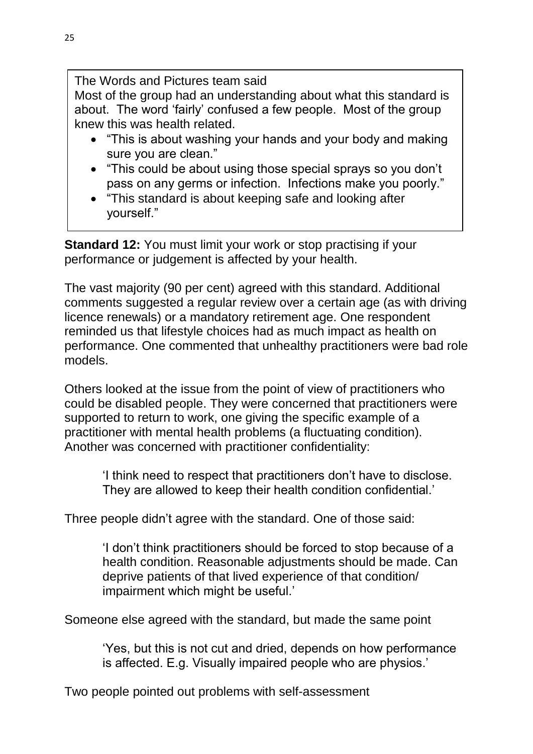The Words and Pictures team said

Most of the group had an understanding about what this standard is about. The word 'fairly' confused a few people. Most of the group knew this was health related.

- "This is about washing your hands and your body and making sure you are clean."
- "This could be about using those special sprays so you don't pass on any germs or infection. Infections make you poorly."
- "This standard is about keeping safe and looking after yourself."

**Standard 12:** You must limit your work or stop practising if your performance or judgement is affected by your health.

The vast majority (90 per cent) agreed with this standard. Additional comments suggested a regular review over a certain age (as with driving licence renewals) or a mandatory retirement age. One respondent reminded us that lifestyle choices had as much impact as health on performance. One commented that unhealthy practitioners were bad role models.

Others looked at the issue from the point of view of practitioners who could be disabled people. They were concerned that practitioners were supported to return to work, one giving the specific example of a practitioner with mental health problems (a fluctuating condition). Another was concerned with practitioner confidentiality:

> 'I think need to respect that practitioners don't have to disclose. They are allowed to keep their health condition confidential.'

Three people didn't agree with the standard. One of those said:

> 'I don't think practitioners should be forced to stop because of a health condition. Reasonable adjustments should be made. Can deprive patients of that lived experience of that condition/ impairment which might be useful.'

Someone else agreed with the standard, but made the same point

> 'Yes, but this is not cut and dried, depends on how performance is affected. E.g. Visually impaired people who are physios.'

Two people pointed out problems with self-assessment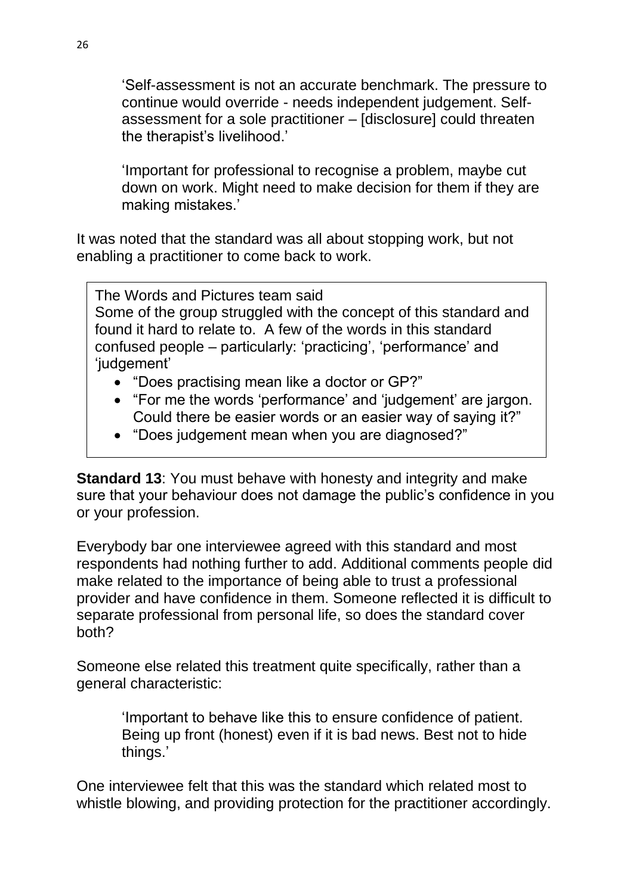> 'Self-assessment is not an accurate benchmark. The pressure to continue would override - needs independent judgement. Self-assessment for a sole practitioner – [disclosure] could threaten the therapist's livelihood.'

> 'Important for professional to recognise a problem, maybe cut down on work. Might need to make decision for them if they are making mistakes.'

It was noted that the standard was all about stopping work, but not enabling a practitioner to come back to work.

> The Words and Pictures team said
> Some of the group struggled with the concept of this standard and found it hard to relate to. A few of the words in this standard confused people – particularly: 'practicing', 'performance' and 'judgement'
>
> - "Does practising mean like a doctor or GP?"
> - "For me the words 'performance' and 'judgement' are jargon. Could there be easier words or an easier way of saying it?"
> - "Does judgement mean when you are diagnosed?"

**Standard 13**: You must behave with honesty and integrity and make sure that your behaviour does not damage the public's confidence in you or your profession.

Everybody bar one interviewee agreed with this standard and most respondents had nothing further to add. Additional comments people did make related to the importance of being able to trust a professional provider and have confidence in them. Someone reflected it is difficult to separate professional from personal life, so does the standard cover both?

Someone else related this treatment quite specifically, rather than a general characteristic:

> 'Important to behave like this to ensure confidence of patient. Being up front (honest) even if it is bad news. Best not to hide things.'

One interviewee felt that this was the standard which related most to whistle blowing, and providing protection for the practitioner accordingly.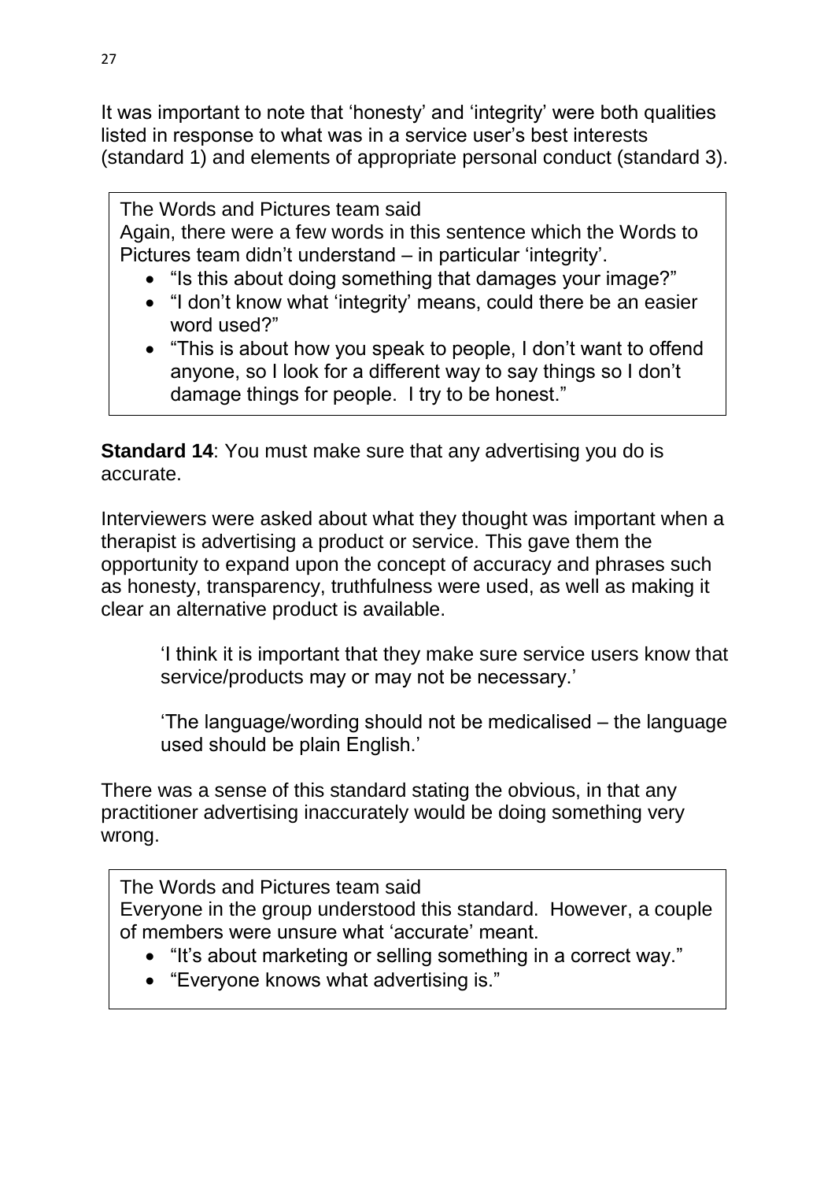It was important to note that 'honesty' and 'integrity' were both qualities listed in response to what was in a service user's best interests (standard 1) and elements of appropriate personal conduct (standard 3).

> The Words and Pictures team said
> Again, there were a few words in this sentence which the Words to Pictures team didn't understand – in particular 'integrity'.
>
> - "Is this about doing something that damages your image?"
> - "I don't know what 'integrity' means, could there be an easier word used?"
> - "This is about how you speak to people, I don't want to offend anyone, so I look for a different way to say things so I don't damage things for people. I try to be honest."

**Standard 14**: You must make sure that any advertising you do is accurate.

Interviewers were asked about what they thought was important when a therapist is advertising a product or service. This gave them the opportunity to expand upon the concept of accuracy and phrases such as honesty, transparency, truthfulness were used, as well as making it clear an alternative product is available.

> 'I think it is important that they make sure service users know that service/products may or may not be necessary.'
>
> 'The language/wording should not be medicalised – the language used should be plain English.'

There was a sense of this standard stating the obvious, in that any practitioner advertising inaccurately would be doing something very wrong.

> The Words and Pictures team said
> Everyone in the group understood this standard. However, a couple of members were unsure what 'accurate' meant.
>
> - "It's about marketing or selling something in a correct way."
> - "Everyone knows what advertising is."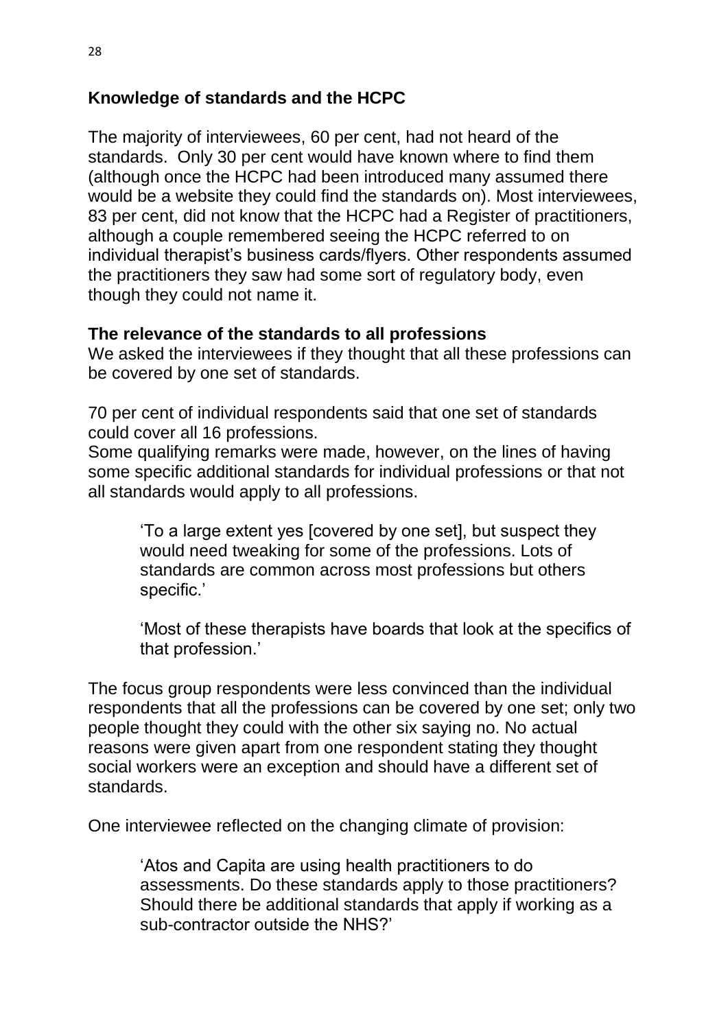## Knowledge of standards and the HCPC

The majority of interviewees, 60 per cent, had not heard of the standards. Only 30 per cent would have known where to find them (although once the HCPC had been introduced many assumed there would be a website they could find the standards on). Most interviewees, 83 per cent, did not know that the HCPC had a Register of practitioners, although a couple remembered seeing the HCPC referred to on individual therapist's business cards/flyers. Other respondents assumed the practitioners they saw had some sort of regulatory body, even though they could not name it.

## The relevance of the standards to all professions

We asked the interviewees if they thought that all these professions can be covered by one set of standards.

70 per cent of individual respondents said that one set of standards could cover all 16 professions.
Some qualifying remarks were made, however, on the lines of having some specific additional standards for individual professions or that not all standards would apply to all professions.

> 'To a large extent yes [covered by one set], but suspect they would need tweaking for some of the professions. Lots of standards are common across most professions but others specific.'
>
> 'Most of these therapists have boards that look at the specifics of that profession.'

The focus group respondents were less convinced than the individual respondents that all the professions can be covered by one set; only two people thought they could with the other six saying no. No actual reasons were given apart from one respondent stating they thought social workers were an exception and should have a different set of standards.

One interviewee reflected on the changing climate of provision:

> 'Atos and Capita are using health practitioners to do assessments. Do these standards apply to those practitioners? Should there be additional standards that apply if working as a sub-contractor outside the NHS?'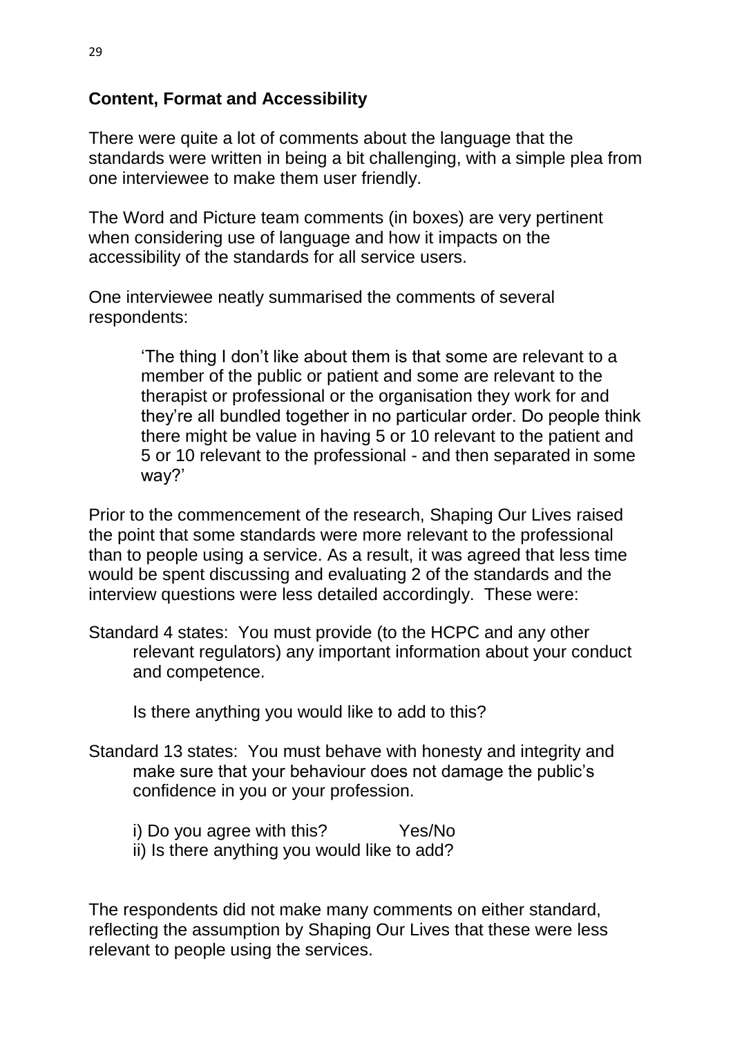**Content, Format and Accessibility**

There were quite a lot of comments about the language that the standards were written in being a bit challenging, with a simple plea from one interviewee to make them user friendly.

The Word and Picture team comments (in boxes) are very pertinent when considering use of language and how it impacts on the accessibility of the standards for all service users.

One interviewee neatly summarised the comments of several respondents:

> 'The thing I don't like about them is that some are relevant to a member of the public or patient and some are relevant to the therapist or professional or the organisation they work for and they're all bundled together in no particular order. Do people think there might be value in having 5 or 10 relevant to the patient and 5 or 10 relevant to the professional - and then separated in some way?'

Prior to the commencement of the research, Shaping Our Lives raised the point that some standards were more relevant to the professional than to people using a service. As a result, it was agreed that less time would be spent discussing and evaluating 2 of the standards and the interview questions were less detailed accordingly. These were:

Standard 4 states: You must provide (to the HCPC and any other relevant regulators) any important information about your conduct and competence.

Is there anything you would like to add to this?

Standard 13 states: You must behave with honesty and integrity and make sure that your behaviour does not damage the public's confidence in you or your profession.

i) Do you agree with this? Yes/No
ii) Is there anything you would like to add?

The respondents did not make many comments on either standard, reflecting the assumption by Shaping Our Lives that these were less relevant to people using the services.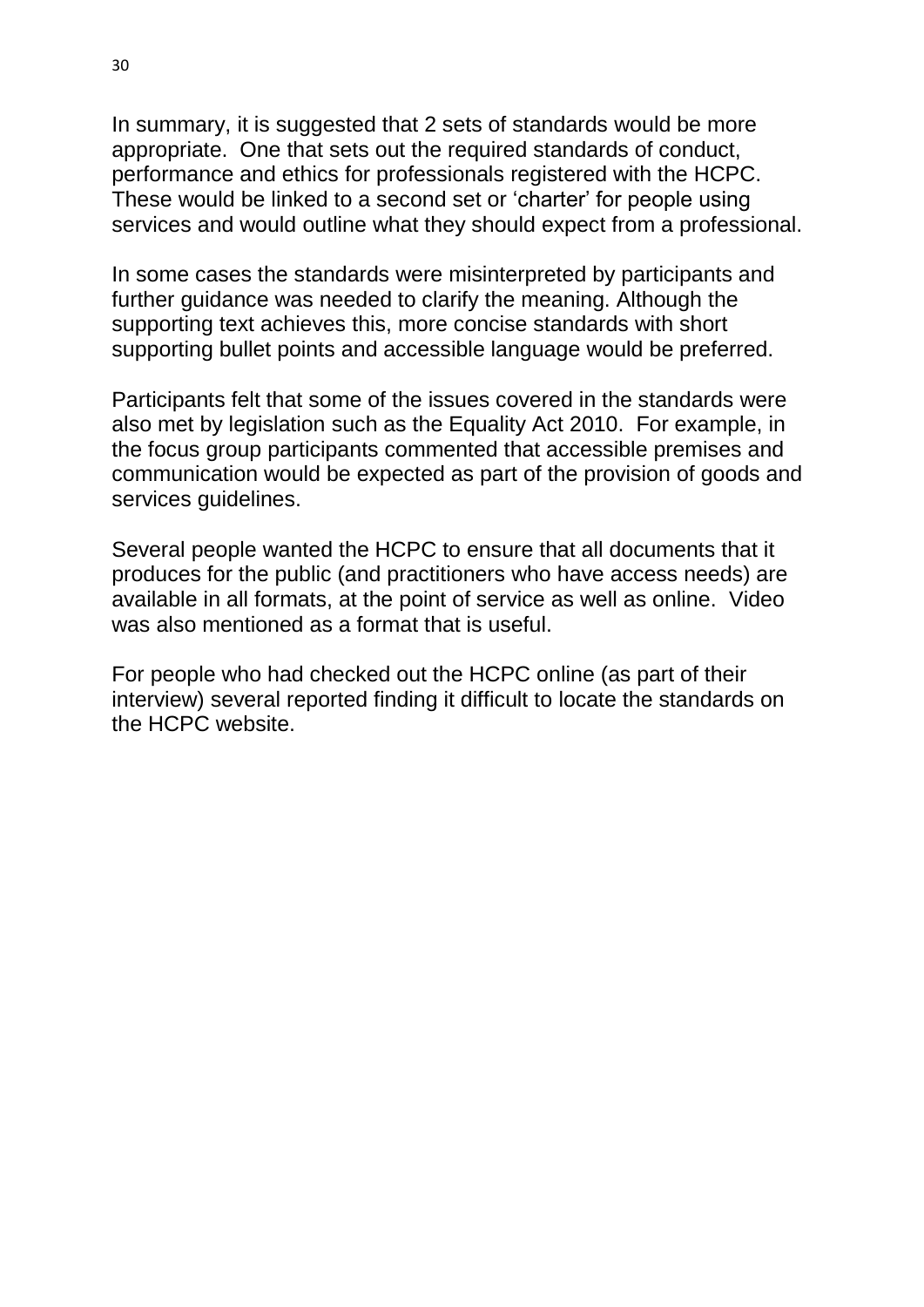In summary, it is suggested that 2 sets of standards would be more appropriate. One that sets out the required standards of conduct, performance and ethics for professionals registered with the HCPC. These would be linked to a second set or 'charter' for people using services and would outline what they should expect from a professional.

In some cases the standards were misinterpreted by participants and further guidance was needed to clarify the meaning. Although the supporting text achieves this, more concise standards with short supporting bullet points and accessible language would be preferred.

Participants felt that some of the issues covered in the standards were also met by legislation such as the Equality Act 2010. For example, in the focus group participants commented that accessible premises and communication would be expected as part of the provision of goods and services guidelines.

Several people wanted the HCPC to ensure that all documents that it produces for the public (and practitioners who have access needs) are available in all formats, at the point of service as well as online. Video was also mentioned as a format that is useful.

For people who had checked out the HCPC online (as part of their interview) several reported finding it difficult to locate the standards on the HCPC website.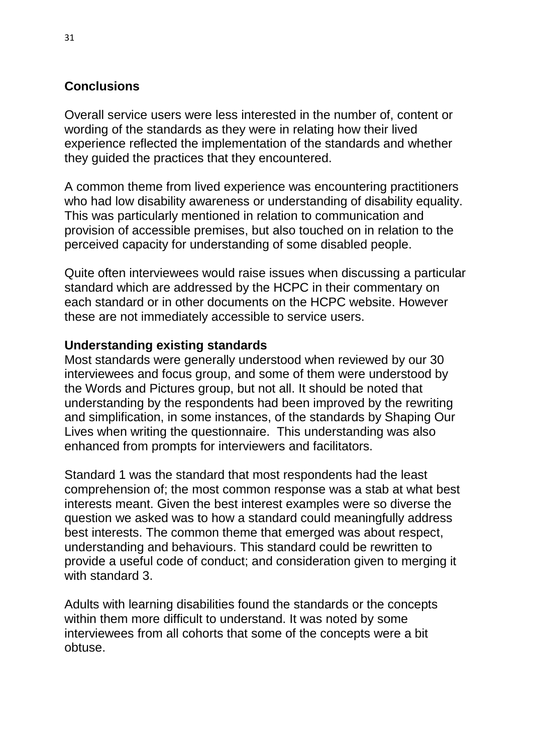## Conclusions

Overall service users were less interested in the number of, content or wording of the standards as they were in relating how their lived experience reflected the implementation of the standards and whether they guided the practices that they encountered.

A common theme from lived experience was encountering practitioners who had low disability awareness or understanding of disability equality. This was particularly mentioned in relation to communication and provision of accessible premises, but also touched on in relation to the perceived capacity for understanding of some disabled people.

Quite often interviewees would raise issues when discussing a particular standard which are addressed by the HCPC in their commentary on each standard or in other documents on the HCPC website. However these are not immediately accessible to service users.

### Understanding existing standards

Most standards were generally understood when reviewed by our 30 interviewees and focus group, and some of them were understood by the Words and Pictures group, but not all. It should be noted that understanding by the respondents had been improved by the rewriting and simplification, in some instances, of the standards by Shaping Our Lives when writing the questionnaire.  This understanding was also enhanced from prompts for interviewers and facilitators.

Standard 1 was the standard that most respondents had the least comprehension of; the most common response was a stab at what best interests meant. Given the best interest examples were so diverse the question we asked was to how a standard could meaningfully address best interests. The common theme that emerged was about respect, understanding and behaviours. This standard could be rewritten to provide a useful code of conduct; and consideration given to merging it with standard 3.

Adults with learning disabilities found the standards or the concepts within them more difficult to understand. It was noted by some interviewees from all cohorts that some of the concepts were a bit obtuse.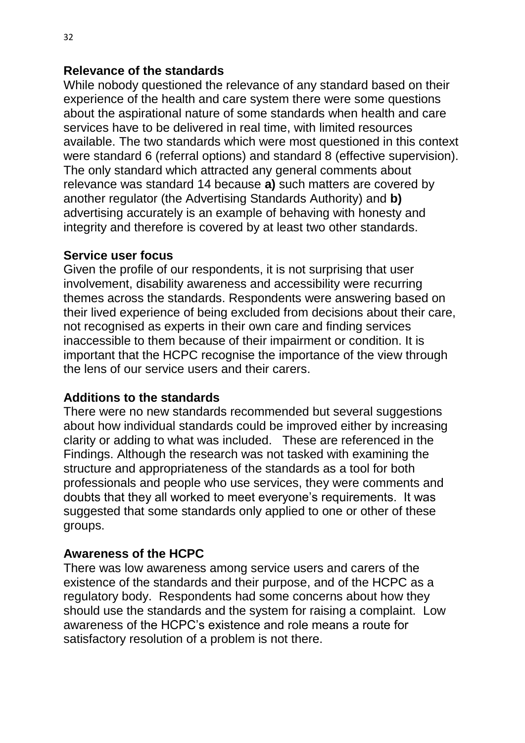**Relevance of the standards**

While nobody questioned the relevance of any standard based on their experience of the health and care system there were some questions about the aspirational nature of some standards when health and care services have to be delivered in real time, with limited resources available. The two standards which were most questioned in this context were standard 6 (referral options) and standard 8 (effective supervision). The only standard which attracted any general comments about relevance was standard 14 because **a)** such matters are covered by another regulator (the Advertising Standards Authority) and **b)** advertising accurately is an example of behaving with honesty and integrity and therefore is covered by at least two other standards.

**Service user focus**

Given the profile of our respondents, it is not surprising that user involvement, disability awareness and accessibility were recurring themes across the standards. Respondents were answering based on their lived experience of being excluded from decisions about their care, not recognised as experts in their own care and finding services inaccessible to them because of their impairment or condition. It is important that the HCPC recognise the importance of the view through the lens of our service users and their carers.

**Additions to the standards**

There were no new standards recommended but several suggestions about how individual standards could be improved either by increasing clarity or adding to what was included. These are referenced in the Findings. Although the research was not tasked with examining the structure and appropriateness of the standards as a tool for both professionals and people who use services, they were comments and doubts that they all worked to meet everyone's requirements. It was suggested that some standards only applied to one or other of these groups.

**Awareness of the HCPC**

There was low awareness among service users and carers of the existence of the standards and their purpose, and of the HCPC as a regulatory body. Respondents had some concerns about how they should use the standards and the system for raising a complaint. Low awareness of the HCPC's existence and role means a route for satisfactory resolution of a problem is not there.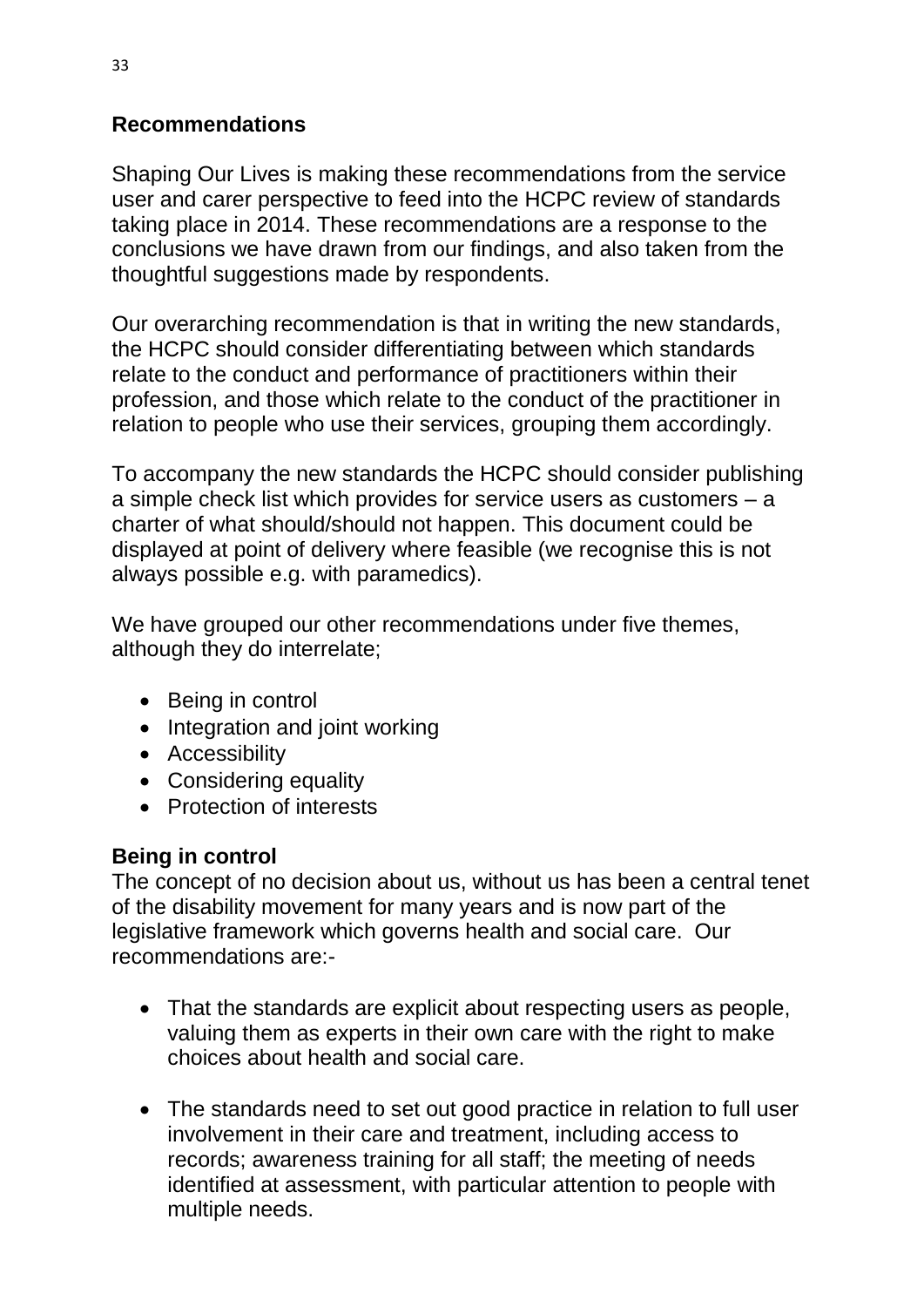## Recommendations

Shaping Our Lives is making these recommendations from the service user and carer perspective to feed into the HCPC review of standards taking place in 2014. These recommendations are a response to the conclusions we have drawn from our findings, and also taken from the thoughtful suggestions made by respondents.

Our overarching recommendation is that in writing the new standards, the HCPC should consider differentiating between which standards relate to the conduct and performance of practitioners within their profession, and those which relate to the conduct of the practitioner in relation to people who use their services, grouping them accordingly.

To accompany the new standards the HCPC should consider publishing a simple check list which provides for service users as customers – a charter of what should/should not happen. This document could be displayed at point of delivery where feasible (we recognise this is not always possible e.g. with paramedics).

We have grouped our other recommendations under five themes, although they do interrelate;

- Being in control
- Integration and joint working
- Accessibility
- Considering equality
- Protection of interests

### Being in control

The concept of no decision about us, without us has been a central tenet of the disability movement for many years and is now part of the legislative framework which governs health and social care. Our recommendations are:-

- That the standards are explicit about respecting users as people, valuing them as experts in their own care with the right to make choices about health and social care.

- The standards need to set out good practice in relation to full user involvement in their care and treatment, including access to records; awareness training for all staff; the meeting of needs identified at assessment, with particular attention to people with multiple needs.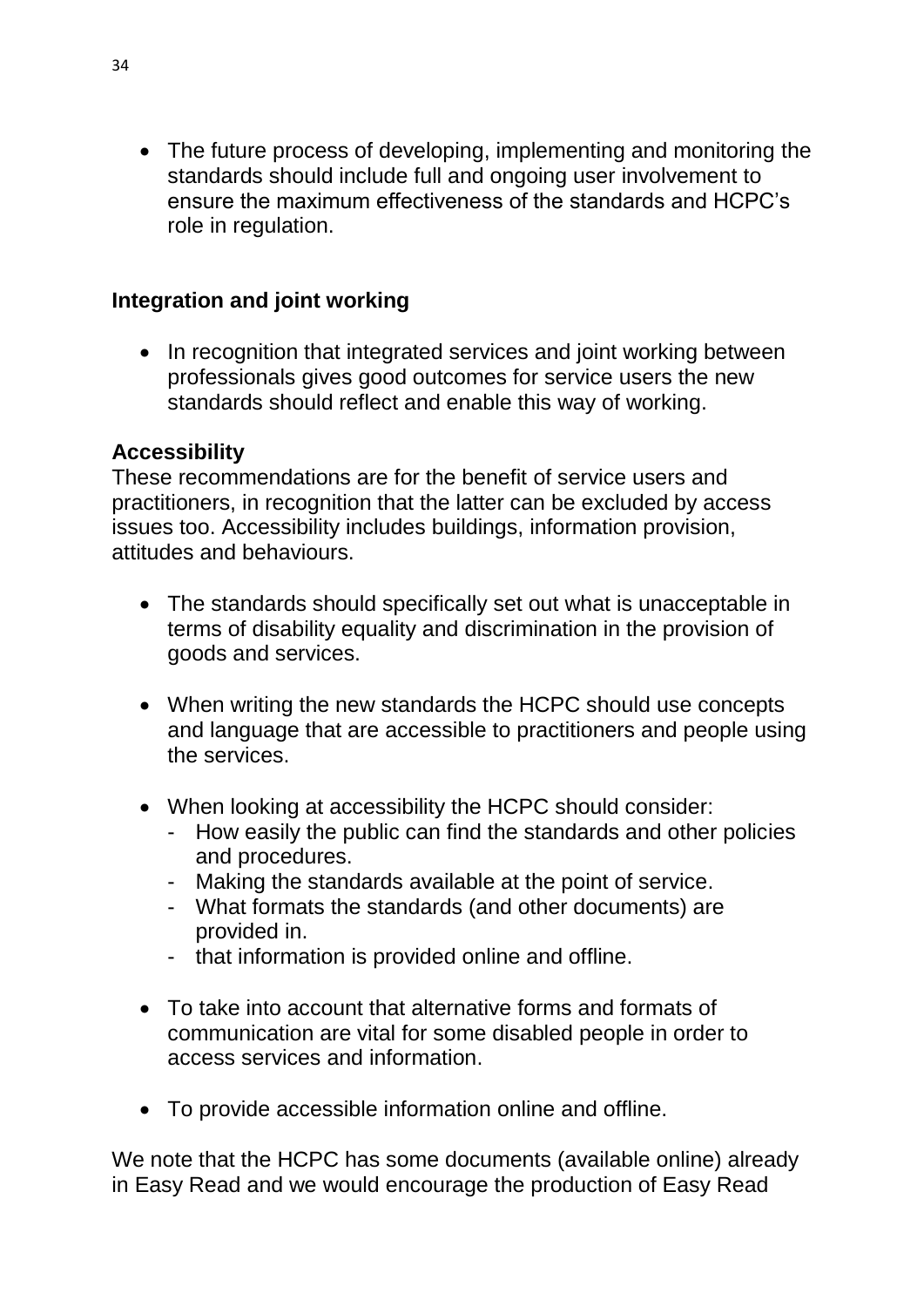- The future process of developing, implementing and monitoring the standards should include full and ongoing user involvement to ensure the maximum effectiveness of the standards and HCPC's role in regulation.

**Integration and joint working**

- In recognition that integrated services and joint working between professionals gives good outcomes for service users the new standards should reflect and enable this way of working.

**Accessibility**

These recommendations are for the benefit of service users and practitioners, in recognition that the latter can be excluded by access issues too. Accessibility includes buildings, information provision, attitudes and behaviours.

- The standards should specifically set out what is unacceptable in terms of disability equality and discrimination in the provision of goods and services.

- When writing the new standards the HCPC should use concepts and language that are accessible to practitioners and people using the services.

- When looking at accessibility the HCPC should consider:
  - How easily the public can find the standards and other policies and procedures.
  - Making the standards available at the point of service.
  - What formats the standards (and other documents) are provided in.
  - that information is provided online and offline.

- To take into account that alternative forms and formats of communication are vital for some disabled people in order to access services and information.

- To provide accessible information online and offline.

We note that the HCPC has some documents (available online) already in Easy Read and we would encourage the production of Easy Read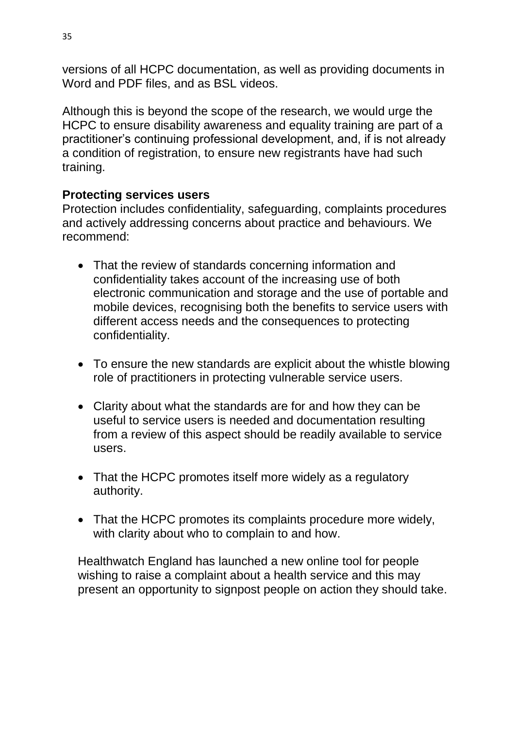versions of all HCPC documentation, as well as providing documents in Word and PDF files, and as BSL videos.

Although this is beyond the scope of the research, we would urge the HCPC to ensure disability awareness and equality training are part of a practitioner's continuing professional development, and, if is not already a condition of registration, to ensure new registrants have had such training.

**Protecting services users**

Protection includes confidentiality, safeguarding, complaints procedures and actively addressing concerns about practice and behaviours. We recommend:

- That the review of standards concerning information and confidentiality takes account of the increasing use of both electronic communication and storage and the use of portable and mobile devices, recognising both the benefits to service users with different access needs and the consequences to protecting confidentiality.

- To ensure the new standards are explicit about the whistle blowing role of practitioners in protecting vulnerable service users.

- Clarity about what the standards are for and how they can be useful to service users is needed and documentation resulting from a review of this aspect should be readily available to service users.

- That the HCPC promotes itself more widely as a regulatory authority.

- That the HCPC promotes its complaints procedure more widely, with clarity about who to complain to and how.

Healthwatch England has launched a new online tool for people wishing to raise a complaint about a health service and this may present an opportunity to signpost people on action they should take.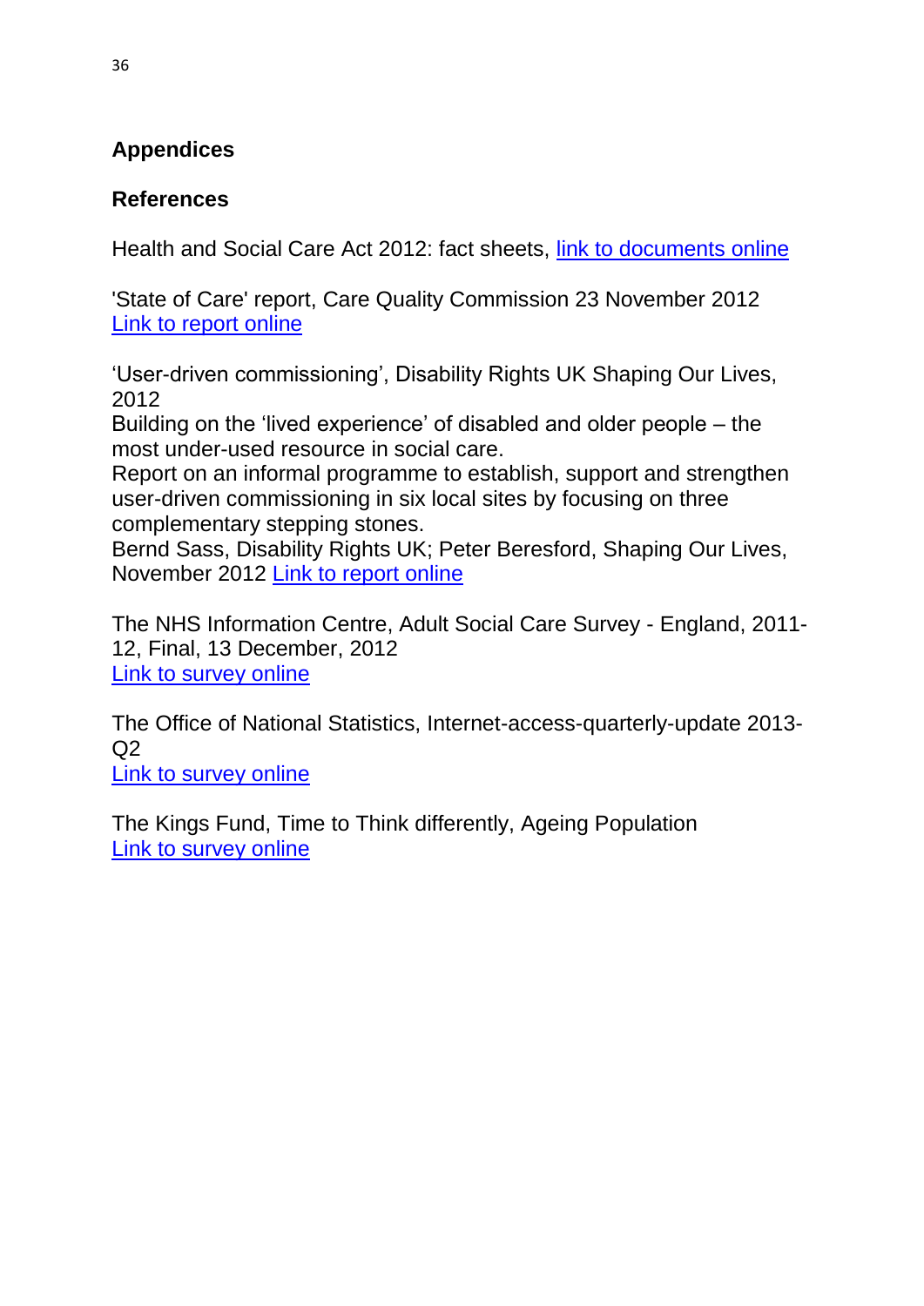## Appendices

### References

Health and Social Care Act 2012: fact sheets, link to documents online

'State of Care' report, Care Quality Commission 23 November 2012
Link to report online

'User-driven commissioning', Disability Rights UK Shaping Our Lives, 2012
Building on the 'lived experience' of disabled and older people – the most under-used resource in social care.
Report on an informal programme to establish, support and strengthen user-driven commissioning in six local sites by focusing on three complementary stepping stones.
Bernd Sass, Disability Rights UK; Peter Beresford, Shaping Our Lives, November 2012 Link to report online

The NHS Information Centre, Adult Social Care Survey - England, 2011-12, Final, 13 December, 2012
Link to survey online

The Office of National Statistics, Internet-access-quarterly-update 2013-Q2
Link to survey online

The Kings Fund, Time to Think differently, Ageing Population
Link to survey online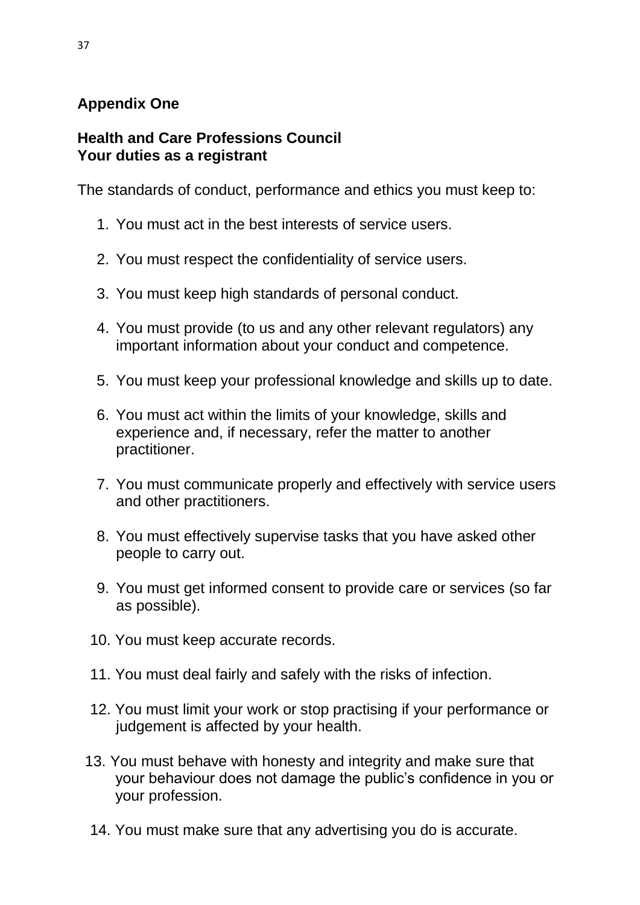**Appendix One**

**Health and Care Professions Council**
**Your duties as a registrant**

The standards of conduct, performance and ethics you must keep to:

1. You must act in the best interests of service users.
2. You must respect the confidentiality of service users.
3. You must keep high standards of personal conduct.
4. You must provide (to us and any other relevant regulators) any important information about your conduct and competence.
5. You must keep your professional knowledge and skills up to date.
6. You must act within the limits of your knowledge, skills and experience and, if necessary, refer the matter to another practitioner.
7. You must communicate properly and effectively with service users and other practitioners.
8. You must effectively supervise tasks that you have asked other people to carry out.
9. You must get informed consent to provide care or services (so far as possible).
10. You must keep accurate records.
11. You must deal fairly and safely with the risks of infection.
12. You must limit your work or stop practising if your performance or judgement is affected by your health.
13. You must behave with honesty and integrity and make sure that your behaviour does not damage the public's confidence in you or your profession.
14. You must make sure that any advertising you do is accurate.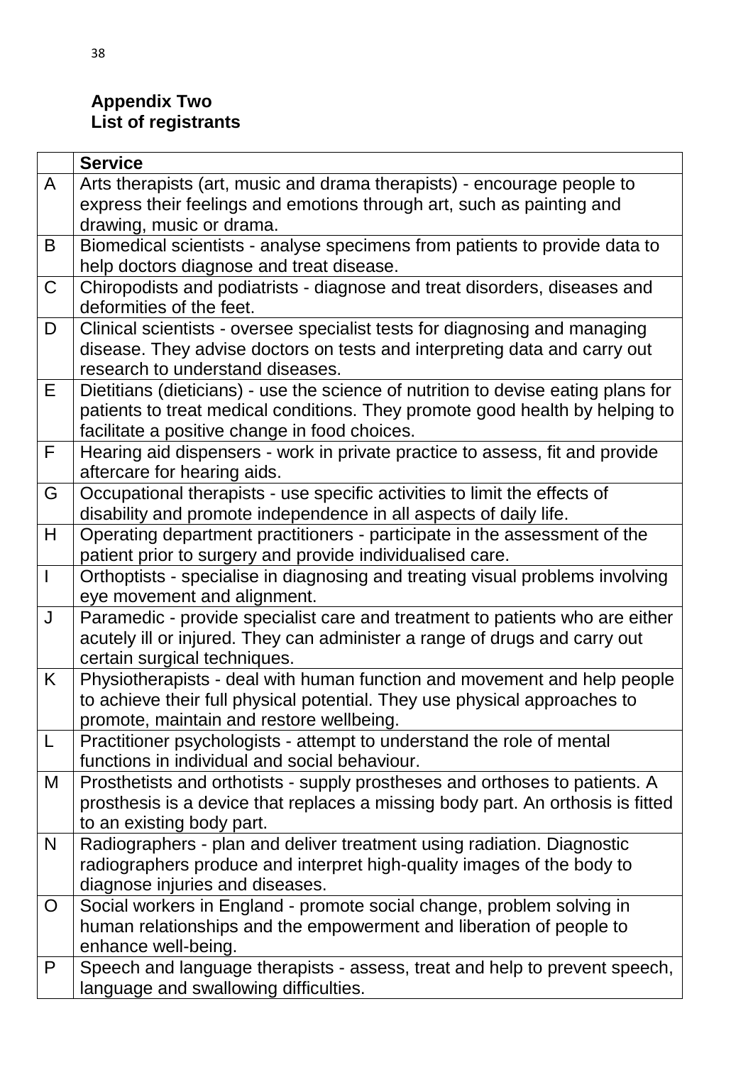## Appendix Two
## List of registrants

| | Service |
|---|---|
| A | Arts therapists (art, music and drama therapists) - encourage people to express their feelings and emotions through art, such as painting and drawing, music or drama. |
| B | Biomedical scientists - analyse specimens from patients to provide data to help doctors diagnose and treat disease. |
| C | Chiropodists and podiatrists - diagnose and treat disorders, diseases and deformities of the feet. |
| D | Clinical scientists - oversee specialist tests for diagnosing and managing disease. They advise doctors on tests and interpreting data and carry out research to understand diseases. |
| E | Dietitians (dieticians) - use the science of nutrition to devise eating plans for patients to treat medical conditions. They promote good health by helping to facilitate a positive change in food choices. |
| F | Hearing aid dispensers - work in private practice to assess, fit and provide aftercare for hearing aids. |
| G | Occupational therapists - use specific activities to limit the effects of disability and promote independence in all aspects of daily life. |
| H | Operating department practitioners - participate in the assessment of the patient prior to surgery and provide individualised care. |
| I | Orthoptists - specialise in diagnosing and treating visual problems involving eye movement and alignment. |
| J | Paramedic - provide specialist care and treatment to patients who are either acutely ill or injured. They can administer a range of drugs and carry out certain surgical techniques. |
| K | Physiotherapists - deal with human function and movement and help people to achieve their full physical potential. They use physical approaches to promote, maintain and restore wellbeing. |
| L | Practitioner psychologists - attempt to understand the role of mental functions in individual and social behaviour. |
| M | Prosthetists and orthotists - supply prostheses and orthoses to patients. A prosthesis is a device that replaces a missing body part. An orthosis is fitted to an existing body part. |
| N | Radiographers - plan and deliver treatment using radiation. Diagnostic radiographers produce and interpret high-quality images of the body to diagnose injuries and diseases. |
| O | Social workers in England - promote social change, problem solving in human relationships and the empowerment and liberation of people to enhance well-being. |
| P | Speech and language therapists - assess, treat and help to prevent speech, language and swallowing difficulties. |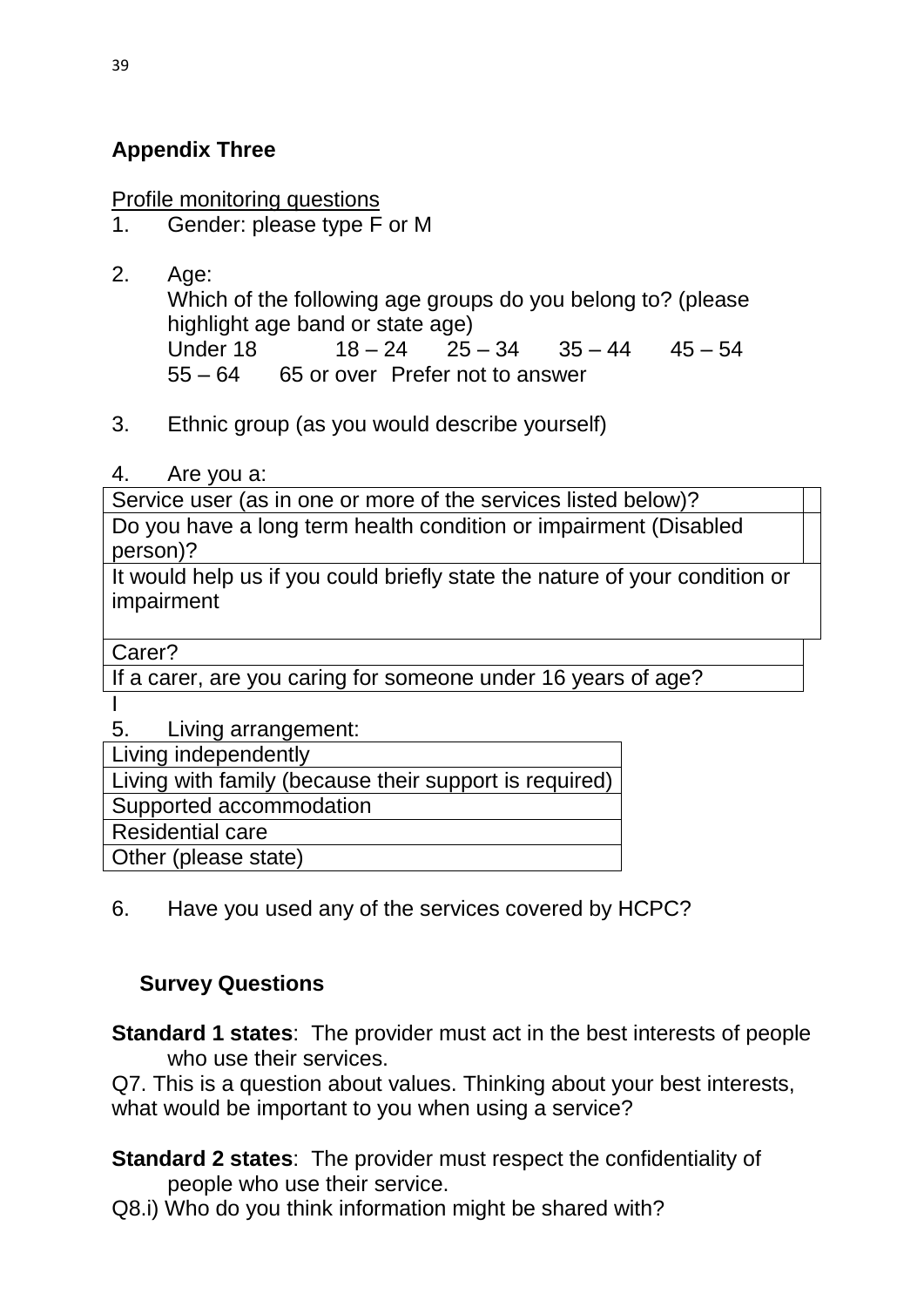## Appendix Three

Profile monitoring questions

1. Gender: please type F or M

2. Age:
   Which of the following age groups do you belong to? (please highlight age band or state age)
   Under 18 18 – 24 25 – 34 35 – 44 45 – 54
   55 – 64 65 or over Prefer not to answer

3. Ethnic group (as you would describe yourself)

4. Are you a:

| | |
|---|---|
| Service user (as in one or more of the services listed below)? | |
| Do you have a long term health condition or impairment (Disabled person)? | |
| It would help us if you could briefly state the nature of your condition or impairment | |
| Carer? | |
| If a carer, are you caring for someone under 16 years of age? | |

I

5. Living arrangement:

| |
|---|
| Living independently |
| Living with family (because their support is required) |
| Supported accommodation |
| Residential care |
| Other (please state) |

6. Have you used any of the services covered by HCPC?

### Survey Questions

**Standard 1 states**: The provider must act in the best interests of people who use their services.

Q7. This is a question about values. Thinking about your best interests, what would be important to you when using a service?

**Standard 2 states**: The provider must respect the confidentiality of people who use their service.

Q8.i) Who do you think information might be shared with?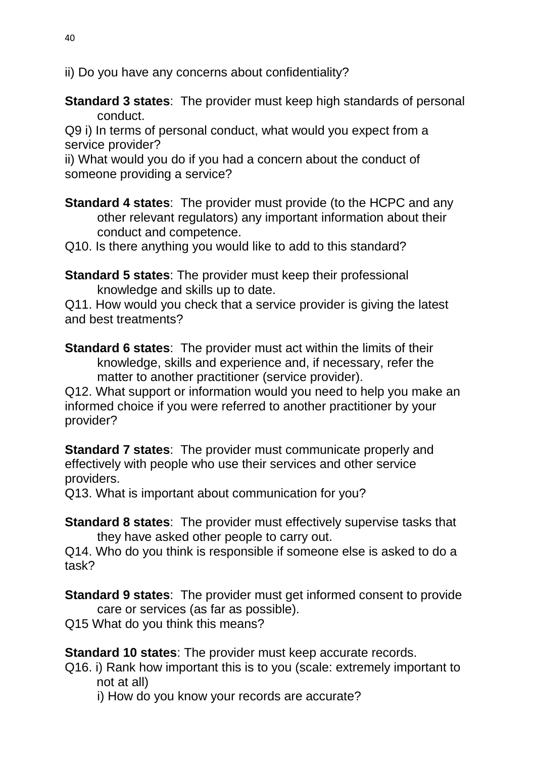ii) Do you have any concerns about confidentiality?

**Standard 3 states**: The provider must keep high standards of personal conduct.

Q9 i) In terms of personal conduct, what would you expect from a service provider?

ii) What would you do if you had a concern about the conduct of someone providing a service?

**Standard 4 states**: The provider must provide (to the HCPC and any other relevant regulators) any important information about their conduct and competence.

Q10. Is there anything you would like to add to this standard?

**Standard 5 states**: The provider must keep their professional knowledge and skills up to date.

Q11. How would you check that a service provider is giving the latest and best treatments?

**Standard 6 states**: The provider must act within the limits of their knowledge, skills and experience and, if necessary, refer the matter to another practitioner (service provider).

Q12. What support or information would you need to help you make an informed choice if you were referred to another practitioner by your provider?

**Standard 7 states**: The provider must communicate properly and effectively with people who use their services and other service providers.

Q13. What is important about communication for you?

**Standard 8 states**: The provider must effectively supervise tasks that they have asked other people to carry out.

Q14. Who do you think is responsible if someone else is asked to do a task?

**Standard 9 states**: The provider must get informed consent to provide care or services (as far as possible).

Q15 What do you think this means?

**Standard 10 states**: The provider must keep accurate records.

Q16. i) Rank how important this is to you (scale: extremely important to not at all)

i) How do you know your records are accurate?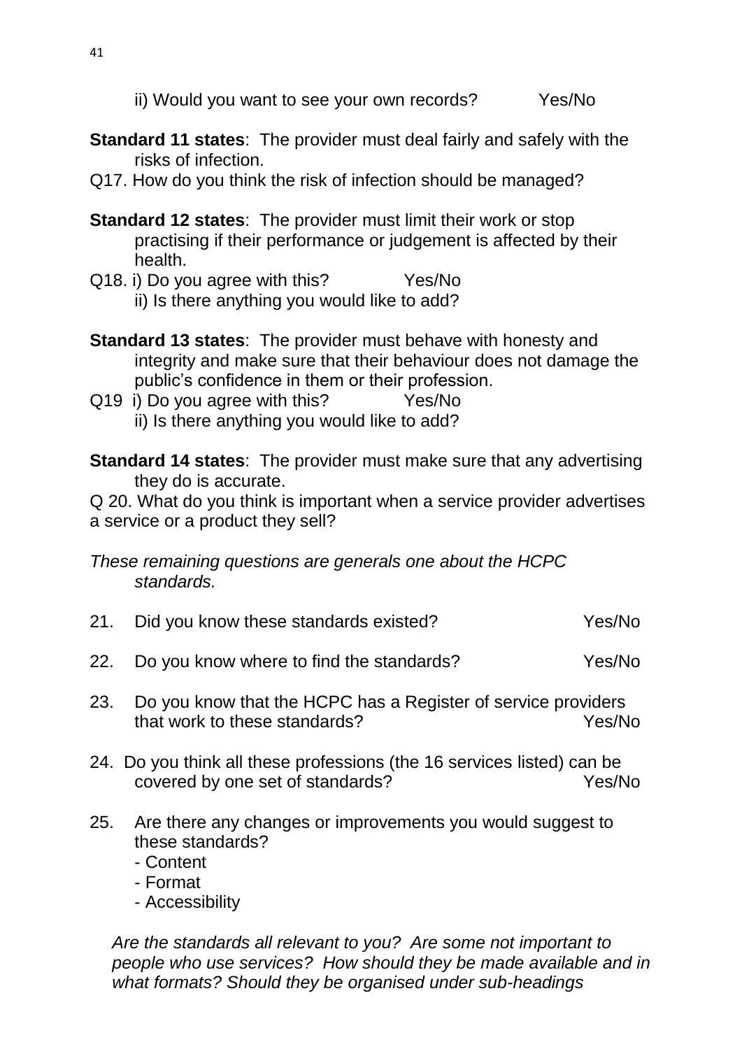ii) Would you want to see your own records? Yes/No

**Standard 11 states**: The provider must deal fairly and safely with the risks of infection.

Q17. How do you think the risk of infection should be managed?

**Standard 12 states**: The provider must limit their work or stop practising if their performance or judgement is affected by their health.

Q18. i) Do you agree with this? Yes/No

ii) Is there anything you would like to add?

**Standard 13 states**: The provider must behave with honesty and integrity and make sure that their behaviour does not damage the public's confidence in them or their profession.

Q19 i) Do you agree with this? Yes/No

ii) Is there anything you would like to add?

**Standard 14 states**: The provider must make sure that any advertising they do is accurate.

Q 20. What do you think is important when a service provider advertises a service or a product they sell?

*These remaining questions are generals one about the HCPC standards.*

21. Did you know these standards existed? Yes/No

22. Do you know where to find the standards? Yes/No

23. Do you know that the HCPC has a Register of service providers that work to these standards? Yes/No

24. Do you think all these professions (the 16 services listed) can be covered by one set of standards? Yes/No

25. Are there any changes or improvements you would suggest to these standards?
    - Content
    - Format
    - Accessibility

*Are the standards all relevant to you? Are some not important to people who use services? How should they be made available and in what formats? Should they be organised under sub-headings*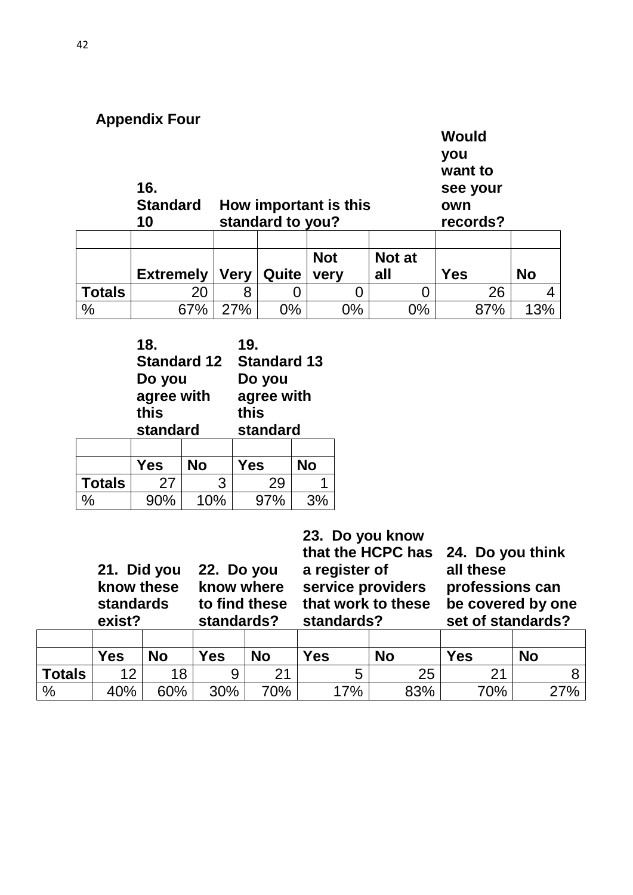## Appendix Four

| | 16. Standard 10 | How important is this standard to you? | | | | Would you want to see your own records? | |
|---|---|---|---|---|---|---|---|
| | | | | | | | |
| | Extremely | Very | Quite | Not very | Not at all | Yes | No |
| Totals | 20 | 8 | 0 | 0 | 0 | 26 | 4 |
| % | 67% | 27% | 0% | 0% | 0% | 87% | 13% |

| | 18. Standard 12 Do you agree with this standard | | 19. Standard 13 Do you agree with this standard | |
|---|---|---|---|---|
| | | | | |
| | Yes | No | Yes | No |
| Totals | 27 | 3 | 29 | 1 |
| % | 90% | 10% | 97% | 3% |

| | 21. Did you know these standards exist? | | 22. Do you know where to find these standards? | | 23. Do you know that the HCPC has a register of service providers that work to these standards? | | 24. Do you think all these professions can be covered by one set of standards? | |
|---|---|---|---|---|---|---|---|---|
| | | | | | | | | |
| | Yes | No | Yes | No | Yes | No | Yes | No |
| Totals | 12 | 18 | 9 | 21 | 5 | 25 | 21 | 8 |
| % | 40% | 60% | 30% | 70% | 17% | 83% | 70% | 27% |